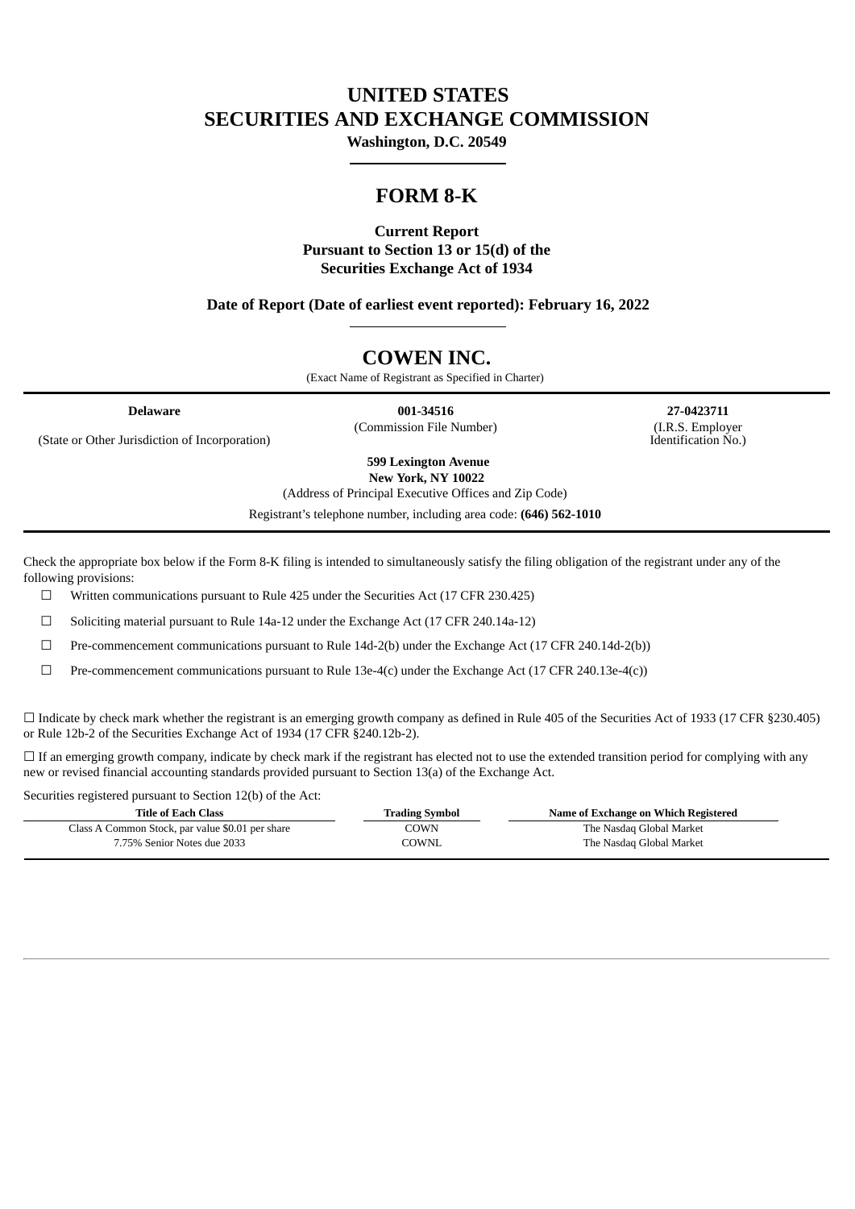# UNITED STATES
# SECURITIES AND EXCHANGE COMMISSION

**Washington, D.C. 20549**

# FORM 8-K

**Current Report**
**Pursuant to Section 13 or 15(d) of the**
**Securities Exchange Act of 1934**

**Date of Report (Date of earliest event reported): February 16, 2022**

# COWEN INC.

(Exact Name of Registrant as Specified in Charter)

| **Delaware** | **001-34516** | **27-0423711** |
|---|---|---|
| (State or Other Jurisdiction of Incorporation) | (Commission File Number) | (I.R.S. Employer Identification No.) |

**599 Lexington Avenue**
**New York, NY 10022**
(Address of Principal Executive Offices and Zip Code)

Registrant's telephone number, including area code: **(646) 562-1010**

Check the appropriate box below if the Form 8-K filing is intended to simultaneously satisfy the filing obligation of the registrant under any of the following provisions:

☐ Written communications pursuant to Rule 425 under the Securities Act (17 CFR 230.425)

☐ Soliciting material pursuant to Rule 14a-12 under the Exchange Act (17 CFR 240.14a-12)

☐ Pre-commencement communications pursuant to Rule 14d-2(b) under the Exchange Act (17 CFR 240.14d-2(b))

☐ Pre-commencement communications pursuant to Rule 13e-4(c) under the Exchange Act (17 CFR 240.13e-4(c))

☐ Indicate by check mark whether the registrant is an emerging growth company as defined in Rule 405 of the Securities Act of 1933 (17 CFR §230.405) or Rule 12b-2 of the Securities Exchange Act of 1934 (17 CFR §240.12b-2).

☐ If an emerging growth company, indicate by check mark if the registrant has elected not to use the extended transition period for complying with any new or revised financial accounting standards provided pursuant to Section 13(a) of the Exchange Act.

Securities registered pursuant to Section 12(b) of the Act:

| Title of Each Class | Trading Symbol | Name of Exchange on Which Registered |
|---|---|---|
| Class A Common Stock, par value $0.01 per share | COWN | The Nasdaq Global Market |
| 7.75% Senior Notes due 2033 | COWNL | The Nasdaq Global Market |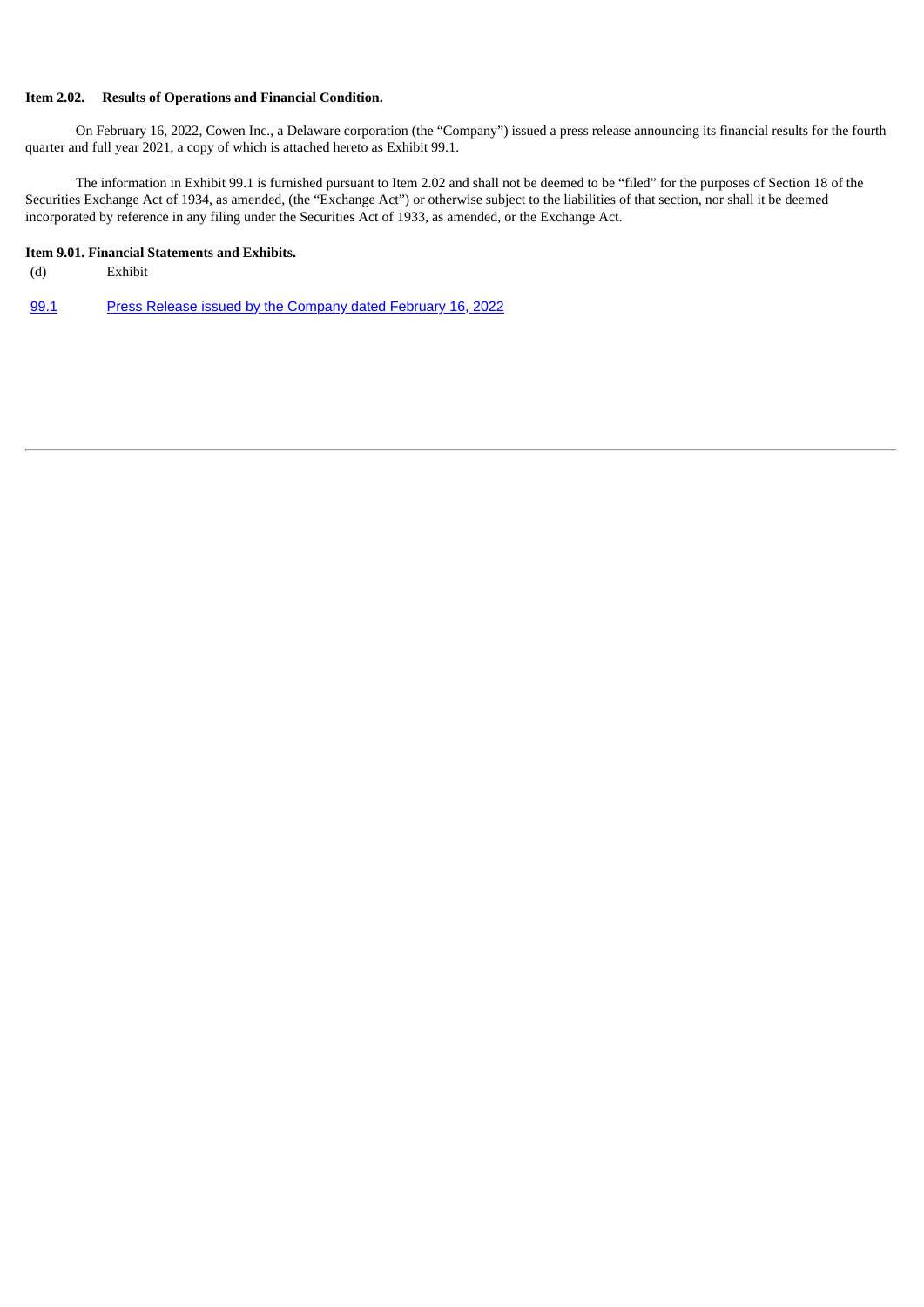**Item 2.02. Results of Operations and Financial Condition.**

On February 16, 2022, Cowen Inc., a Delaware corporation (the "Company") issued a press release announcing its financial results for the fourth quarter and full year 2021, a copy of which is attached hereto as Exhibit 99.1.

The information in Exhibit 99.1 is furnished pursuant to Item 2.02 and shall not be deemed to be "filed" for the purposes of Section 18 of the Securities Exchange Act of 1934, as amended, (the "Exchange Act") or otherwise subject to the liabilities of that section, nor shall it be deemed incorporated by reference in any filing under the Securities Act of 1933, as amended, or the Exchange Act.

**Item 9.01. Financial Statements and Exhibits.**

(d) Exhibit

| | |
|---|---|
| 99.1 | Press Release issued by the Company dated February 16, 2022 |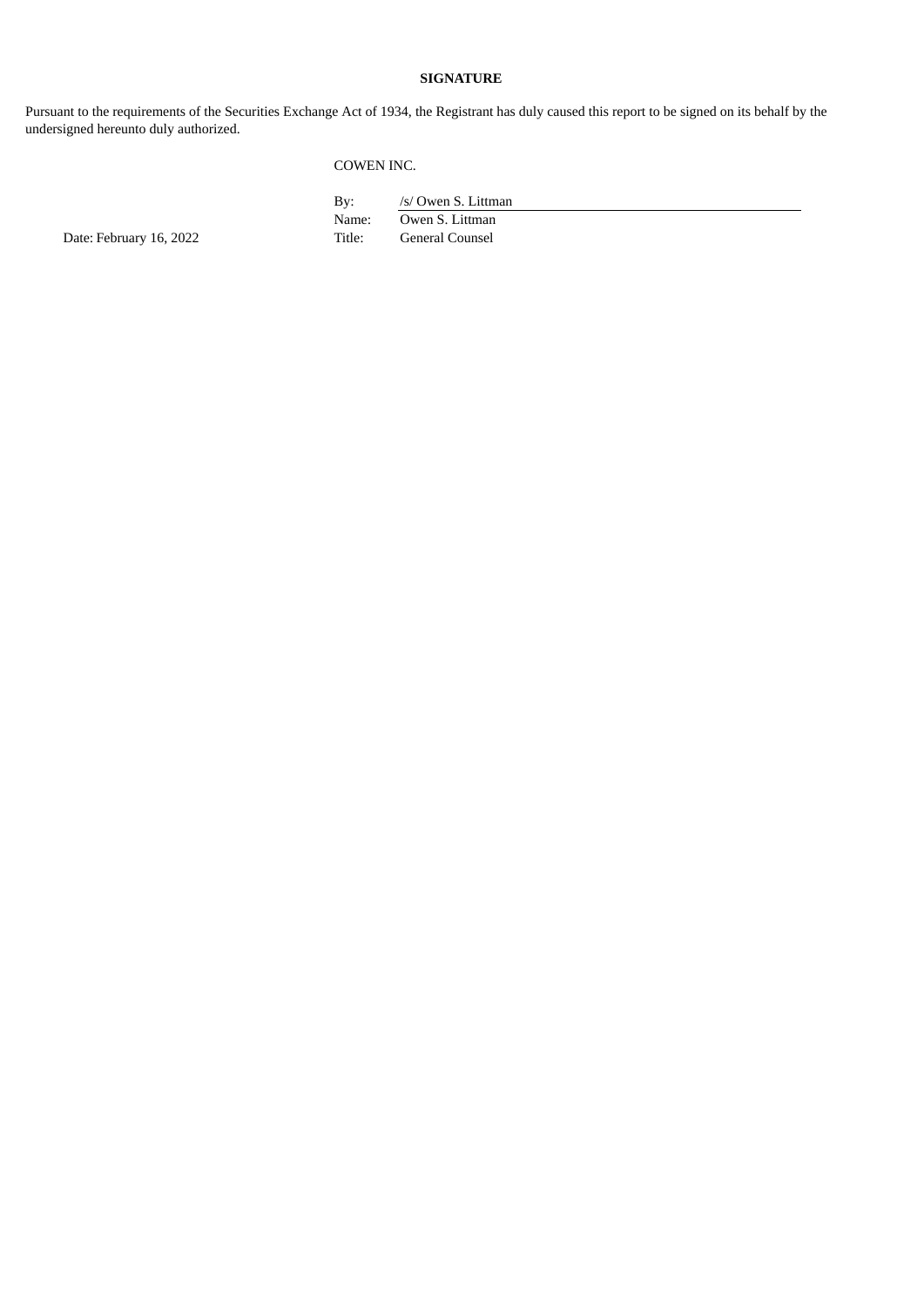**SIGNATURE**

Pursuant to the requirements of the Securities Exchange Act of 1934, the Registrant has duly caused this report to be signed on its behalf by the undersigned hereunto duly authorized.

COWEN INC.

| | | |
|---|---|---|
| | By: | /s/ Owen S. Littman |
| | Name: | Owen S. Littman |
| Date: February 16, 2022 | Title: | General Counsel |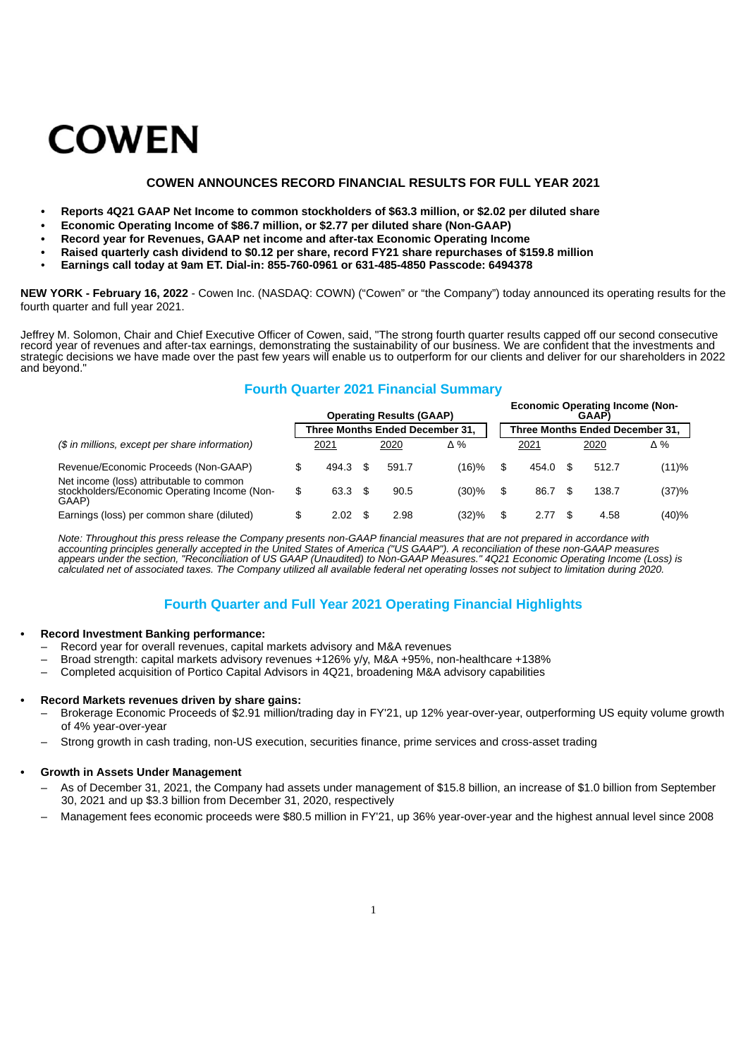# COWEN

## COWEN ANNOUNCES RECORD FINANCIAL RESULTS FOR FULL YEAR 2021

- **Reports 4Q21 GAAP Net Income to common stockholders of $63.3 million, or $2.02 per diluted share**
- **Economic Operating Income of $86.7 million, or $2.77 per diluted share (Non-GAAP)**
- **Record year for Revenues, GAAP net income and after-tax Economic Operating Income**
- **Raised quarterly cash dividend to $0.12 per share, record FY21 share repurchases of $159.8 million**
- **Earnings call today at 9am ET. Dial-in: 855-760-0961 or 631-485-4850 Passcode: 6494378**

**NEW YORK - February 16, 2022** - Cowen Inc. (NASDAQ: COWN) ("Cowen" or "the Company") today announced its operating results for the fourth quarter and full year 2021.

Jeffrey M. Solomon, Chair and Chief Executive Officer of Cowen, said, "The strong fourth quarter results capped off our second consecutive record year of revenues and after-tax earnings, demonstrating the sustainability of our business. We are confident that the investments and strategic decisions we have made over the past few years will enable us to outperform for our clients and deliver for our shareholders in 2022 and beyond."

## Fourth Quarter 2021 Financial Summary

| | Operating Results (GAAP) | | | Economic Operating Income (Non-GAAP) | | |
|---|---|---|---|---|---|---|
| | Three Months Ended December 31, | | | Three Months Ended December 31, | | |
| *($ in millions, except per share information)* | 2021 | 2020 | Δ % | 2021 | 2020 | Δ % |
| Revenue/Economic Proceeds (Non-GAAP) | $ 494.3 | $ 591.7 | (16)% | $ 454.0 | $ 512.7 | (11)% |
| Net income (loss) attributable to common stockholders/Economic Operating Income (Non-GAAP) | $ 63.3 | $ 90.5 | (30)% | $ 86.7 | $ 138.7 | (37)% |
| Earnings (loss) per common share (diluted) | $ 2.02 | $ 2.98 | (32)% | $ 2.77 | $ 4.58 | (40)% |

*Note: Throughout this press release the Company presents non-GAAP financial measures that are not prepared in accordance with accounting principles generally accepted in the United States of America ("US GAAP"). A reconciliation of these non-GAAP measures appears under the section, "Reconciliation of US GAAP (Unaudited) to Non-GAAP Measures." 4Q21 Economic Operating Income (Loss) is calculated net of associated taxes. The Company utilized all available federal net operating losses not subject to limitation during 2020.*

## Fourth Quarter and Full Year 2021 Operating Financial Highlights

- **Record Investment Banking performance:**
  - Record year for overall revenues, capital markets advisory and M&A revenues
  - Broad strength: capital markets advisory revenues +126% y/y, M&A +95%, non-healthcare +138%
  - Completed acquisition of Portico Capital Advisors in 4Q21, broadening M&A advisory capabilities

- **Record Markets revenues driven by share gains:**
  - Brokerage Economic Proceeds of $2.91 million/trading day in FY'21, up 12% year-over-year, outperforming US equity volume growth of 4% year-over-year
  - Strong growth in cash trading, non-US execution, securities finance, prime services and cross-asset trading

- **Growth in Assets Under Management**
  - As of December 31, 2021, the Company had assets under management of $15.8 billion, an increase of $1.0 billion from September 30, 2021 and up $3.3 billion from December 31, 2020, respectively
  - Management fees economic proceeds were $80.5 million in FY'21, up 36% year-over-year and the highest annual level since 2008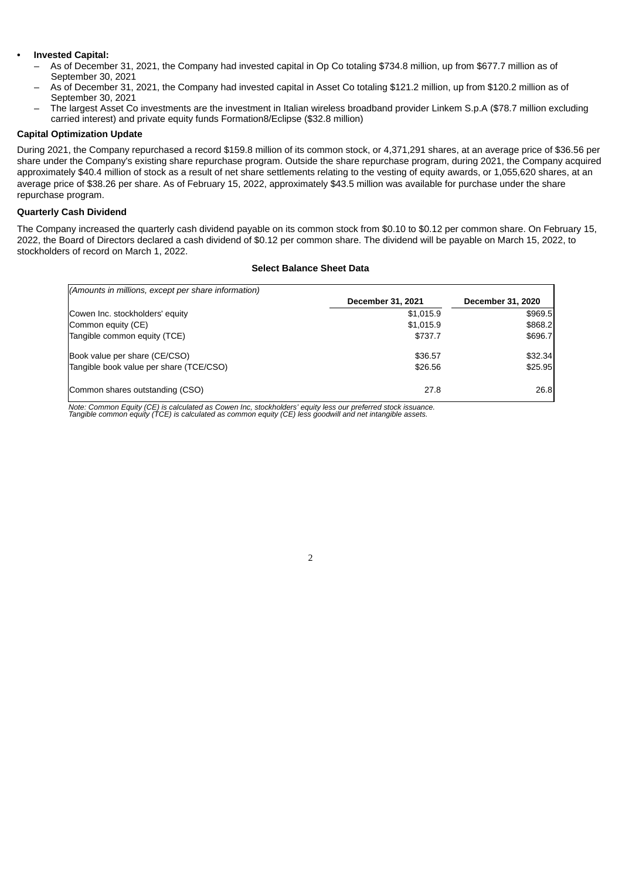- **Invested Capital:**
  - As of December 31, 2021, the Company had invested capital in Op Co totaling $734.8 million, up from $677.7 million as of September 30, 2021
  - As of December 31, 2021, the Company had invested capital in Asset Co totaling $121.2 million, up from $120.2 million as of September 30, 2021
  - The largest Asset Co investments are the investment in Italian wireless broadband provider Linkem S.p.A ($78.7 million excluding carried interest) and private equity funds Formation8/Eclipse ($32.8 million)

**Capital Optimization Update**

During 2021, the Company repurchased a record $159.8 million of its common stock, or 4,371,291 shares, at an average price of $36.56 per share under the Company's existing share repurchase program. Outside the share repurchase program, during 2021, the Company acquired approximately $40.4 million of stock as a result of net share settlements relating to the vesting of equity awards, or 1,055,620 shares, at an average price of $38.26 per share. As of February 15, 2022, approximately $43.5 million was available for purchase under the share repurchase program.

**Quarterly Cash Dividend**

The Company increased the quarterly cash dividend payable on its common stock from $0.10 to $0.12 per common share. On February 15, 2022, the Board of Directors declared a cash dividend of $0.12 per common share. The dividend will be payable on March 15, 2022, to stockholders of record on March 1, 2022.

**Select Balance Sheet Data**

| *(Amounts in millions, except per share information)* | December 31, 2021 | December 31, 2020 |
|---|---|---|
| Cowen Inc. stockholders' equity | $1,015.9 | $969.5 |
| Common equity (CE) | $1,015.9 | $868.2 |
| Tangible common equity (TCE) | $737.7 | $696.7 |
| Book value per share (CE/CSO) | $36.57 | $32.34 |
| Tangible book value per share (TCE/CSO) | $26.56 | $25.95 |
| Common shares outstanding (CSO) | 27.8 | 26.8 |

*Note: Common Equity (CE) is calculated as Cowen Inc, stockholders' equity less our preferred stock issuance.*
*Tangible common equity (TCE) is calculated as common equity (CE) less goodwill and net intangible assets.*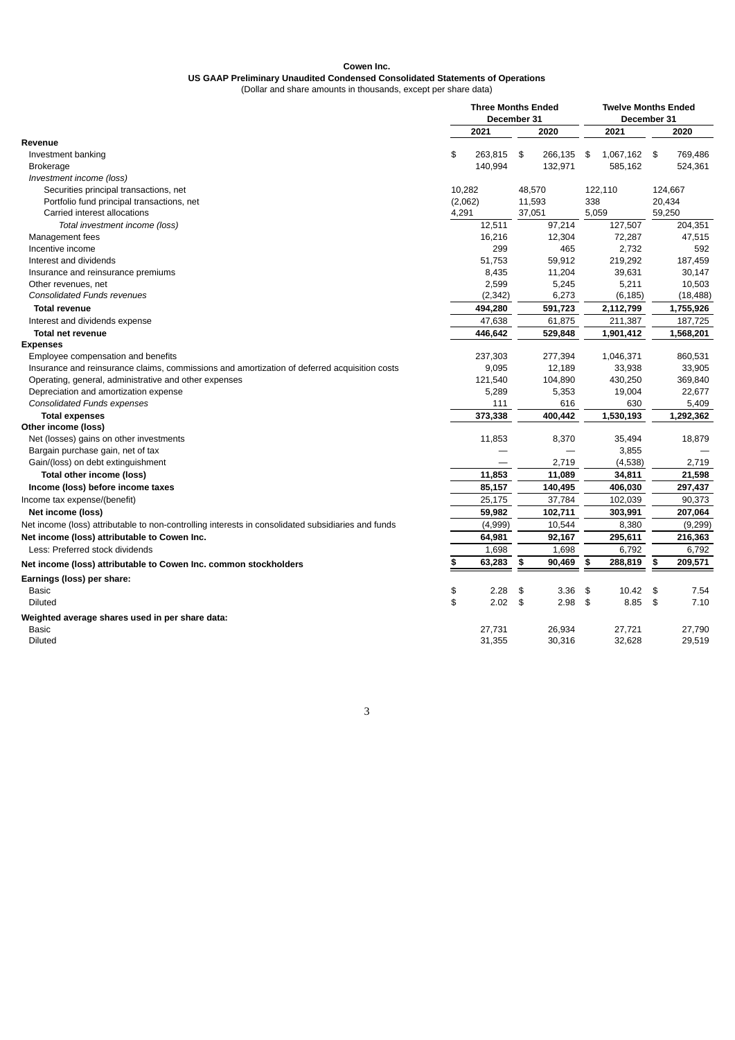**Cowen Inc.**
**US GAAP Preliminary Unaudited Condensed Consolidated Statements of Operations**
(Dollar and share amounts in thousands, except per share data)

| | Three Months Ended December 31 | | Twelve Months Ended December 31 | |
|---|---|---|---|---|
| | **2021** | **2020** | **2021** | **2020** |
| **Revenue** | | | | |
| Investment banking | $ 263,815 | $ 266,135 | $ 1,067,162 | $ 769,486 |
| Brokerage | 140,994 | 132,971 | 585,162 | 524,361 |
| *Investment income (loss)* | | | | |
| Securities principal transactions, net | 10,282 | 48,570 | 122,110 | 124,667 |
| Portfolio fund principal transactions, net | (2,062) | 11,593 | 338 | 20,434 |
| Carried interest allocations | 4,291 | 37,051 | 5,059 | 59,250 |
| *Total investment income (loss)* | 12,511 | 97,214 | 127,507 | 204,351 |
| Management fees | 16,216 | 12,304 | 72,287 | 47,515 |
| Incentive income | 299 | 465 | 2,732 | 592 |
| Interest and dividends | 51,753 | 59,912 | 219,292 | 187,459 |
| Insurance and reinsurance premiums | 8,435 | 11,204 | 39,631 | 30,147 |
| Other revenues, net | 2,599 | 5,245 | 5,211 | 10,503 |
| *Consolidated Funds revenues* | (2,342) | 6,273 | (6,185) | (18,488) |
| **Total revenue** | **494,280** | **591,723** | **2,112,799** | **1,755,926** |
| Interest and dividends expense | 47,638 | 61,875 | 211,387 | 187,725 |
| **Total net revenue** | **446,642** | **529,848** | **1,901,412** | **1,568,201** |
| **Expenses** | | | | |
| Employee compensation and benefits | 237,303 | 277,394 | 1,046,371 | 860,531 |
| Insurance and reinsurance claims, commissions and amortization of deferred acquisition costs | 9,095 | 12,189 | 33,938 | 33,905 |
| Operating, general, administrative and other expenses | 121,540 | 104,890 | 430,250 | 369,840 |
| Depreciation and amortization expense | 5,289 | 5,353 | 19,004 | 22,677 |
| *Consolidated Funds expenses* | 111 | 616 | 630 | 5,409 |
| **Total expenses** | **373,338** | **400,442** | **1,530,193** | **1,292,362** |
| **Other income (loss)** | | | | |
| Net (losses) gains on other investments | 11,853 | 8,370 | 35,494 | 18,879 |
| Bargain purchase gain, net of tax | — | — | 3,855 | — |
| Gain/(loss) on debt extinguishment | — | 2,719 | (4,538) | 2,719 |
| **Total other income (loss)** | **11,853** | **11,089** | **34,811** | **21,598** |
| **Income (loss) before income taxes** | **85,157** | **140,495** | **406,030** | **297,437** |
| Income tax expense/(benefit) | 25,175 | 37,784 | 102,039 | 90,373 |
| **Net income (loss)** | **59,982** | **102,711** | **303,991** | **207,064** |
| Net income (loss) attributable to non-controlling interests in consolidated subsidiaries and funds | (4,999) | 10,544 | 8,380 | (9,299) |
| **Net income (loss) attributable to Cowen Inc.** | **64,981** | **92,167** | **295,611** | **216,363** |
| Less: Preferred stock dividends | 1,698 | 1,698 | 6,792 | 6,792 |
| **Net income (loss) attributable to Cowen Inc. common stockholders** | **$ 63,283** | **$ 90,469** | **$ 288,819** | **$ 209,571** |
| **Earnings (loss) per share:** | | | | |
| Basic | $ 2.28 | $ 3.36 | $ 10.42 | $ 7.54 |
| Diluted | $ 2.02 | $ 2.98 | $ 8.85 | $ 7.10 |
| **Weighted average shares used in per share data:** | | | | |
| Basic | 27,731 | 26,934 | 27,721 | 27,790 |
| Diluted | 31,355 | 30,316 | 32,628 | 29,519 |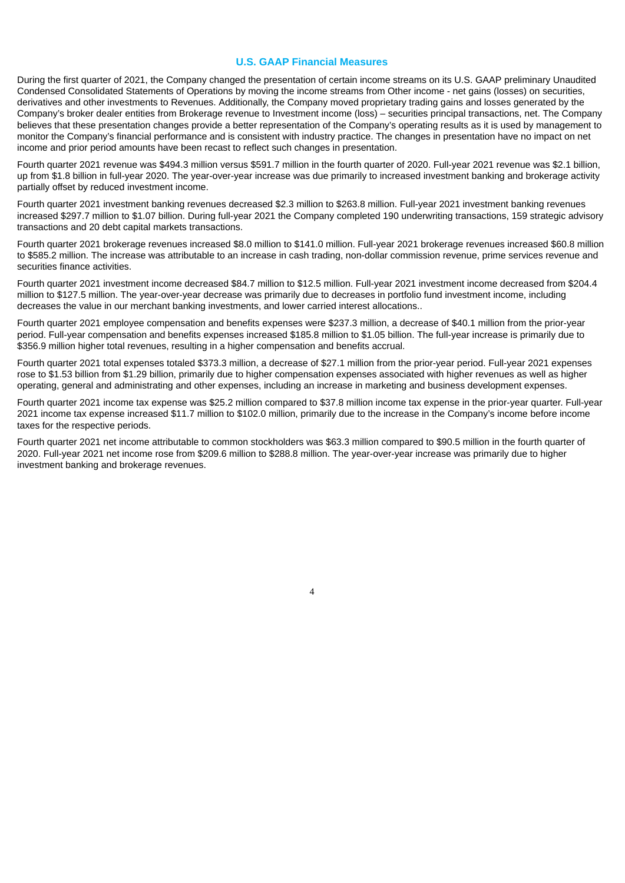## U.S. GAAP Financial Measures

During the first quarter of 2021, the Company changed the presentation of certain income streams on its U.S. GAAP preliminary Unaudited Condensed Consolidated Statements of Operations by moving the income streams from Other income - net gains (losses) on securities, derivatives and other investments to Revenues. Additionally, the Company moved proprietary trading gains and losses generated by the Company's broker dealer entities from Brokerage revenue to Investment income (loss) – securities principal transactions, net. The Company believes that these presentation changes provide a better representation of the Company's operating results as it is used by management to monitor the Company's financial performance and is consistent with industry practice. The changes in presentation have no impact on net income and prior period amounts have been recast to reflect such changes in presentation.

Fourth quarter 2021 revenue was $494.3 million versus $591.7 million in the fourth quarter of 2020. Full-year 2021 revenue was $2.1 billion, up from $1.8 billion in full-year 2020. The year-over-year increase was due primarily to increased investment banking and brokerage activity partially offset by reduced investment income.

Fourth quarter 2021 investment banking revenues decreased $2.3 million to $263.8 million. Full-year 2021 investment banking revenues increased $297.7 million to $1.07 billion. During full-year 2021 the Company completed 190 underwriting transactions, 159 strategic advisory transactions and 20 debt capital markets transactions.

Fourth quarter 2021 brokerage revenues increased $8.0 million to $141.0 million. Full-year 2021 brokerage revenues increased $60.8 million to $585.2 million. The increase was attributable to an increase in cash trading, non-dollar commission revenue, prime services revenue and securities finance activities.

Fourth quarter 2021 investment income decreased $84.7 million to $12.5 million. Full-year 2021 investment income decreased from $204.4 million to $127.5 million. The year-over-year decrease was primarily due to decreases in portfolio fund investment income, including decreases the value in our merchant banking investments, and lower carried interest allocations..

Fourth quarter 2021 employee compensation and benefits expenses were $237.3 million, a decrease of $40.1 million from the prior-year period. Full-year compensation and benefits expenses increased $185.8 million to $1.05 billion. The full-year increase is primarily due to $356.9 million higher total revenues, resulting in a higher compensation and benefits accrual.

Fourth quarter 2021 total expenses totaled $373.3 million, a decrease of $27.1 million from the prior-year period. Full-year 2021 expenses rose to $1.53 billion from $1.29 billion, primarily due to higher compensation expenses associated with higher revenues as well as higher operating, general and administrating and other expenses, including an increase in marketing and business development expenses.

Fourth quarter 2021 income tax expense was $25.2 million compared to $37.8 million income tax expense in the prior-year quarter. Full-year 2021 income tax expense increased $11.7 million to $102.0 million, primarily due to the increase in the Company's income before income taxes for the respective periods.

Fourth quarter 2021 net income attributable to common stockholders was $63.3 million compared to $90.5 million in the fourth quarter of 2020. Full-year 2021 net income rose from $209.6 million to $288.8 million. The year-over-year increase was primarily due to higher investment banking and brokerage revenues.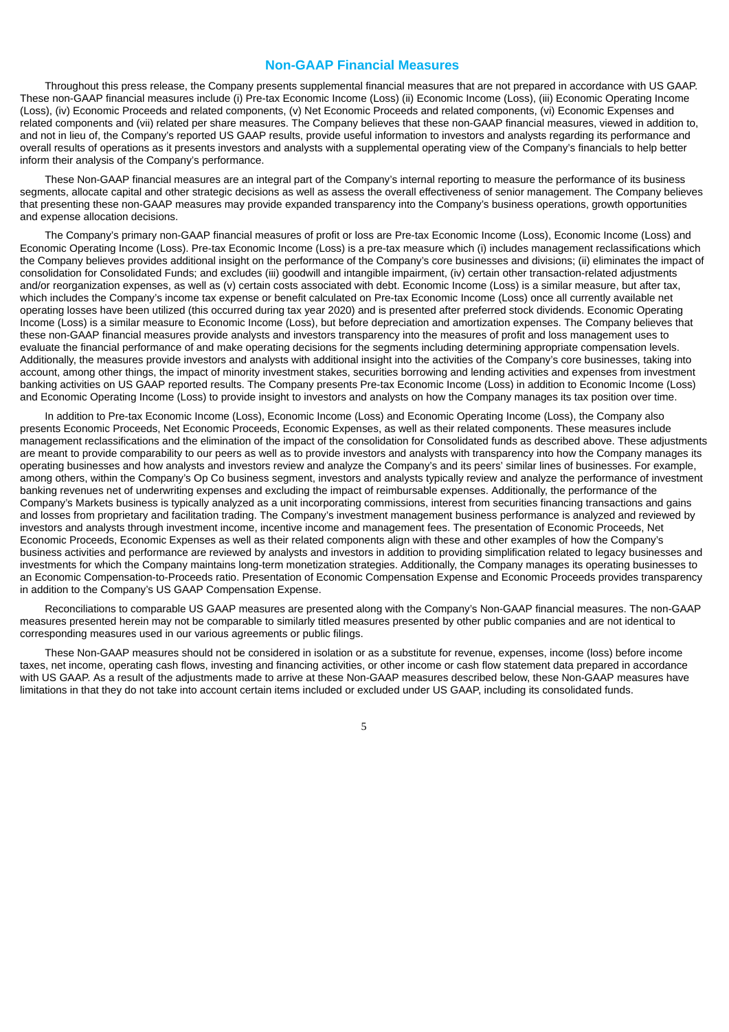## Non-GAAP Financial Measures

Throughout this press release, the Company presents supplemental financial measures that are not prepared in accordance with US GAAP. These non-GAAP financial measures include (i) Pre-tax Economic Income (Loss) (ii) Economic Income (Loss), (iii) Economic Operating Income (Loss), (iv) Economic Proceeds and related components, (v) Net Economic Proceeds and related components, (vi) Economic Expenses and related components and (vii) related per share measures. The Company believes that these non-GAAP financial measures, viewed in addition to, and not in lieu of, the Company's reported US GAAP results, provide useful information to investors and analysts regarding its performance and overall results of operations as it presents investors and analysts with a supplemental operating view of the Company's financials to help better inform their analysis of the Company's performance.

These Non-GAAP financial measures are an integral part of the Company's internal reporting to measure the performance of its business segments, allocate capital and other strategic decisions as well as assess the overall effectiveness of senior management. The Company believes that presenting these non-GAAP measures may provide expanded transparency into the Company's business operations, growth opportunities and expense allocation decisions.

The Company's primary non-GAAP financial measures of profit or loss are Pre-tax Economic Income (Loss), Economic Income (Loss) and Economic Operating Income (Loss). Pre-tax Economic Income (Loss) is a pre-tax measure which (i) includes management reclassifications which the Company believes provides additional insight on the performance of the Company's core businesses and divisions; (ii) eliminates the impact of consolidation for Consolidated Funds; and excludes (iii) goodwill and intangible impairment, (iv) certain other transaction-related adjustments and/or reorganization expenses, as well as (v) certain costs associated with debt. Economic Income (Loss) is a similar measure, but after tax, which includes the Company's income tax expense or benefit calculated on Pre-tax Economic Income (Loss) once all currently available net operating losses have been utilized (this occurred during tax year 2020) and is presented after preferred stock dividends. Economic Operating Income (Loss) is a similar measure to Economic Income (Loss), but before depreciation and amortization expenses. The Company believes that these non-GAAP financial measures provide analysts and investors transparency into the measures of profit and loss management uses to evaluate the financial performance of and make operating decisions for the segments including determining appropriate compensation levels. Additionally, the measures provide investors and analysts with additional insight into the activities of the Company's core businesses, taking into account, among other things, the impact of minority investment stakes, securities borrowing and lending activities and expenses from investment banking activities on US GAAP reported results. The Company presents Pre-tax Economic Income (Loss) in addition to Economic Income (Loss) and Economic Operating Income (Loss) to provide insight to investors and analysts on how the Company manages its tax position over time.

In addition to Pre-tax Economic Income (Loss), Economic Income (Loss) and Economic Operating Income (Loss), the Company also presents Economic Proceeds, Net Economic Proceeds, Economic Expenses, as well as their related components. These measures include management reclassifications and the elimination of the impact of the consolidation for Consolidated funds as described above. These adjustments are meant to provide comparability to our peers as well as to provide investors and analysts with transparency into how the Company manages its operating businesses and how analysts and investors review and analyze the Company's and its peers' similar lines of businesses. For example, among others, within the Company's Op Co business segment, investors and analysts typically review and analyze the performance of investment banking revenues net of underwriting expenses and excluding the impact of reimbursable expenses. Additionally, the performance of the Company's Markets business is typically analyzed as a unit incorporating commissions, interest from securities financing transactions and gains and losses from proprietary and facilitation trading. The Company's investment management business performance is analyzed and reviewed by investors and analysts through investment income, incentive income and management fees. The presentation of Economic Proceeds, Net Economic Proceeds, Economic Expenses as well as their related components align with these and other examples of how the Company's business activities and performance are reviewed by analysts and investors in addition to providing simplification related to legacy businesses and investments for which the Company maintains long-term monetization strategies. Additionally, the Company manages its operating businesses to an Economic Compensation-to-Proceeds ratio. Presentation of Economic Compensation Expense and Economic Proceeds provides transparency in addition to the Company's US GAAP Compensation Expense.

Reconciliations to comparable US GAAP measures are presented along with the Company's Non-GAAP financial measures. The non-GAAP measures presented herein may not be comparable to similarly titled measures presented by other public companies and are not identical to corresponding measures used in our various agreements or public filings.

These Non-GAAP measures should not be considered in isolation or as a substitute for revenue, expenses, income (loss) before income taxes, net income, operating cash flows, investing and financing activities, or other income or cash flow statement data prepared in accordance with US GAAP. As a result of the adjustments made to arrive at these Non-GAAP measures described below, these Non-GAAP measures have limitations in that they do not take into account certain items included or excluded under US GAAP, including its consolidated funds.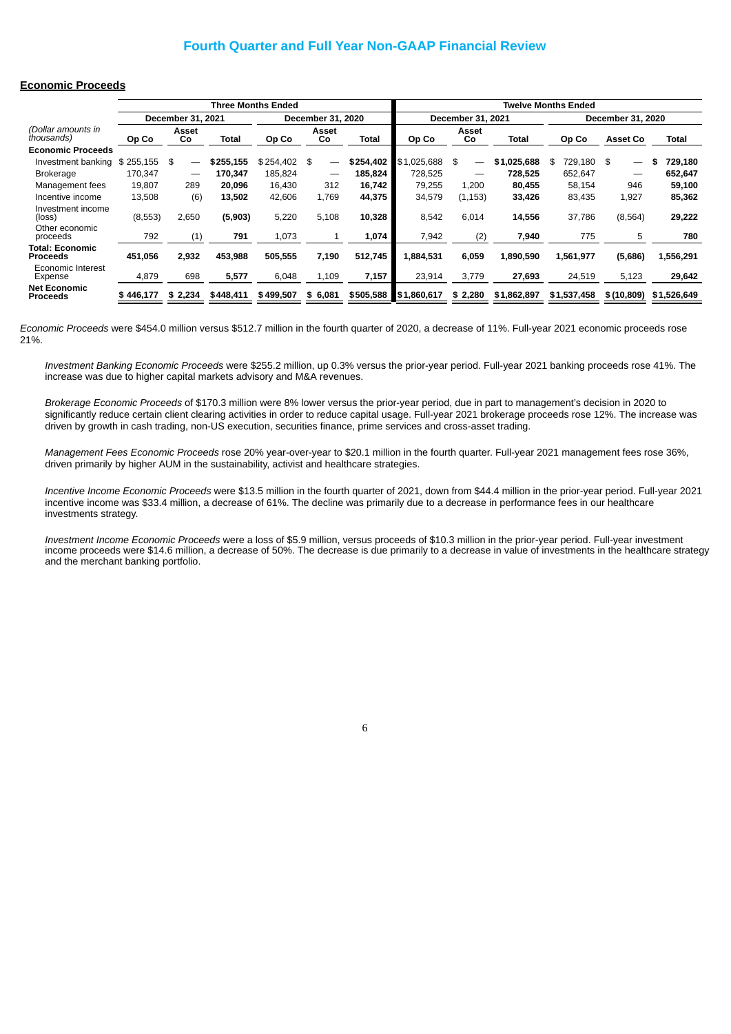# Fourth Quarter and Full Year Non-GAAP Financial Review

## Economic Proceeds

| | Three Months Ended | | | | | | Twelve Months Ended | | | | | |
|---|---|---|---|---|---|---|---|---|---|---|---|---|
| | December 31, 2021 | | | December 31, 2020 | | | December 31, 2021 | | | December 31, 2020 | | |
| *(Dollar amounts in thousands)* | Op Co | Asset Co | Total | Op Co | Asset Co | Total | Op Co | Asset Co | Total | Op Co | Asset Co | Total |
| **Economic Proceeds** | | | | | | | | | | | | |
| Investment banking | $ 255,155 | $ — | **$255,155** | $ 254,402 | $ — | **$254,402** | $1,025,688 | $ — | **$1,025,688** | $ 729,180 | $ — | **$ 729,180** |
| Brokerage | 170,347 | — | **170,347** | 185,824 | — | **185,824** | 728,525 | — | **728,525** | 652,647 | — | **652,647** |
| Management fees | 19,807 | 289 | **20,096** | 16,430 | 312 | **16,742** | 79,255 | 1,200 | **80,455** | 58,154 | 946 | **59,100** |
| Incentive income | 13,508 | (6) | **13,502** | 42,606 | 1,769 | **44,375** | 34,579 | (1,153) | **33,426** | 83,435 | 1,927 | **85,362** |
| Investment income (loss) | (8,553) | 2,650 | **(5,903)** | 5,220 | 5,108 | **10,328** | 8,542 | 6,014 | **14,556** | 37,786 | (8,564) | **29,222** |
| Other economic proceeds | 792 | (1) | **791** | 1,073 | 1 | **1,074** | 7,942 | (2) | **7,940** | 775 | 5 | **780** |
| **Total: Economic Proceeds** | **451,056** | **2,932** | **453,988** | **505,555** | **7,190** | **512,745** | **1,884,531** | **6,059** | **1,890,590** | **1,561,977** | **(5,686)** | **1,556,291** |
| Economic Interest Expense | 4,879 | 698 | **5,577** | 6,048 | 1,109 | **7,157** | 23,914 | 3,779 | **27,693** | 24,519 | 5,123 | **29,642** |
| **Net Economic Proceeds** | **$ 446,177** | **$ 2,234** | **$448,411** | **$499,507** | **$ 6,081** | **$505,588** | **$1,860,617** | **$ 2,280** | **$1,862,897** | **$1,537,458** | **$ (10,809)** | **$1,526,649** |

*Economic Proceeds* were $454.0 million versus $512.7 million in the fourth quarter of 2020, a decrease of 11%. Full-year 2021 economic proceeds rose 21%.

*Investment Banking Economic Proceeds* were $255.2 million, up 0.3% versus the prior-year period. Full-year 2021 banking proceeds rose 41%. The increase was due to higher capital markets advisory and M&A revenues.

*Brokerage Economic Proceeds* of $170.3 million were 8% lower versus the prior-year period, due in part to management's decision in 2020 to significantly reduce certain client clearing activities in order to reduce capital usage. Full-year 2021 brokerage proceeds rose 12%. The increase was driven by growth in cash trading, non-US execution, securities finance, prime services and cross-asset trading.

*Management Fees Economic Proceeds* rose 20% year-over-year to $20.1 million in the fourth quarter. Full-year 2021 management fees rose 36%, driven primarily by higher AUM in the sustainability, activist and healthcare strategies.

*Incentive Income Economic Proceeds* were $13.5 million in the fourth quarter of 2021, down from $44.4 million in the prior-year period. Full-year 2021 incentive income was $33.4 million, a decrease of 61%. The decline was primarily due to a decrease in performance fees in our healthcare investments strategy.

*Investment Income Economic Proceeds* were a loss of $5.9 million, versus proceeds of $10.3 million in the prior-year period. Full-year investment income proceeds were $14.6 million, a decrease of 50%. The decrease is due primarily to a decrease in value of investments in the healthcare strategy and the merchant banking portfolio.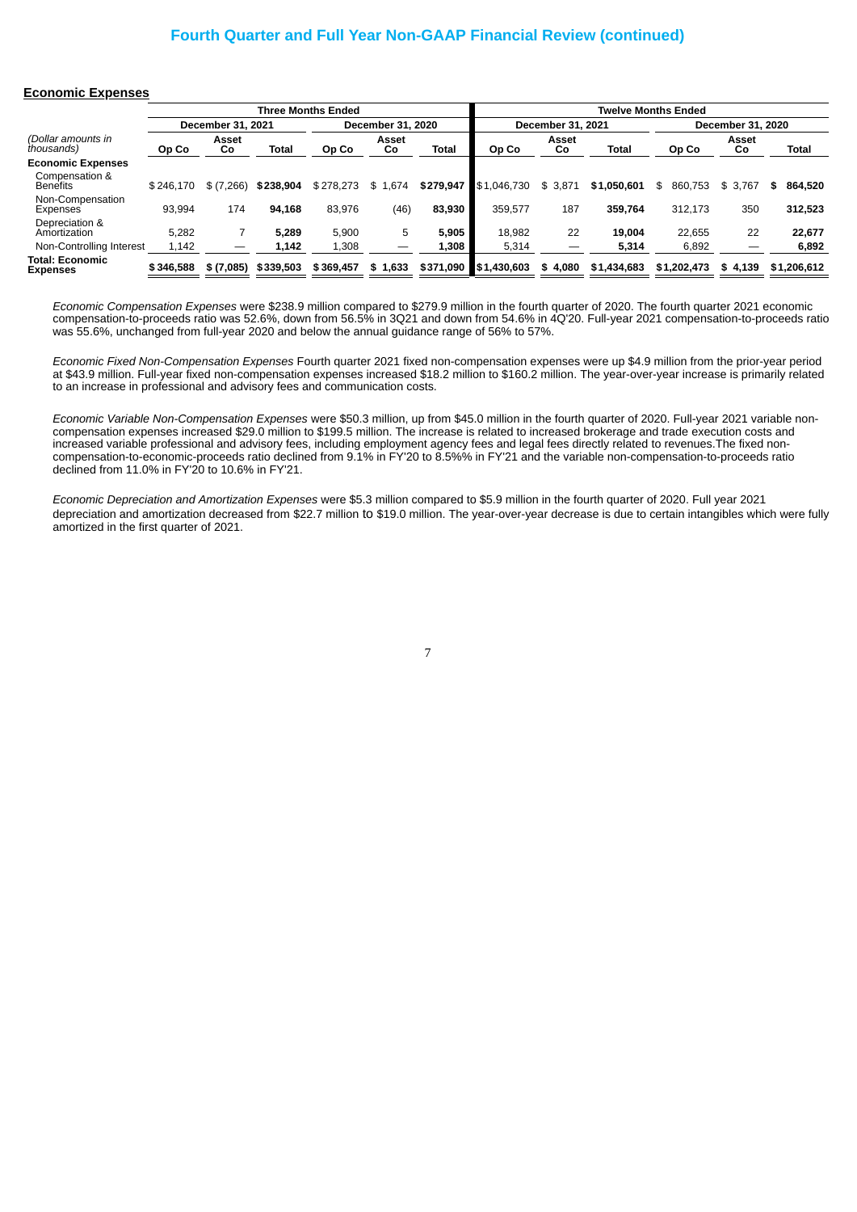# Fourth Quarter and Full Year Non-GAAP Financial Review (continued)

## Economic Expenses

| (Dollar amounts in thousands) | Three Months Ended | | | | | | Twelve Months Ended | | | | | |
|---|---|---|---|---|---|---|---|---|---|---|---|---|
| | December 31, 2021 | | | December 31, 2020 | | | December 31, 2021 | | | December 31, 2020 | | |
| | Op Co | Asset Co | Total | Op Co | Asset Co | Total | Op Co | Asset Co | Total | Op Co | Asset Co | Total |
| **Economic Expenses** | | | | | | | | | | | | |
| Compensation & Benefits | $ 246,170 | $ (7,266) | **$ 238,904** | $ 278,273 | $ 1,674 | **$ 279,947** | $ 1,046,730 | $ 3,871 | **$ 1,050,601** | $ 860,753 | $ 3,767 | **$ 864,520** |
| Non-Compensation Expenses | 93,994 | 174 | **94,168** | 83,976 | (46) | **83,930** | 359,577 | 187 | **359,764** | 312,173 | 350 | **312,523** |
| Depreciation & Amortization | 5,282 | 7 | **5,289** | 5,900 | 5 | **5,905** | 18,982 | 22 | **19,004** | 22,655 | 22 | **22,677** |
| Non-Controlling Interest | 1,142 | — | **1,142** | 1,308 | — | **1,308** | 5,314 | — | **5,314** | 6,892 | — | **6,892** |
| **Total: Economic Expenses** | **$ 346,588** | **$ (7,085)** | **$ 339,503** | **$ 369,457** | **$ 1,633** | **$ 371,090** | **$ 1,430,603** | **$ 4,080** | **$ 1,434,683** | **$ 1,202,473** | **$ 4,139** | **$ 1,206,612** |

*Economic Compensation Expenses* were $238.9 million compared to $279.9 million in the fourth quarter of 2020. The fourth quarter 2021 economic compensation-to-proceeds ratio was 52.6%, down from 56.5% in 3Q21 and down from 54.6% in 4Q'20. Full-year 2021 compensation-to-proceeds ratio was 55.6%, unchanged from full-year 2020 and below the annual guidance range of 56% to 57%.

*Economic Fixed Non-Compensation Expenses* Fourth quarter 2021 fixed non-compensation expenses were up $4.9 million from the prior-year period at $43.9 million. Full-year fixed non-compensation expenses increased $18.2 million to $160.2 million. The year-over-year increase is primarily related to an increase in professional and advisory fees and communication costs.

*Economic Variable Non-Compensation Expenses* were $50.3 million, up from $45.0 million in the fourth quarter of 2020. Full-year 2021 variable non-compensation expenses increased $29.0 million to $199.5 million. The increase is related to increased brokerage and trade execution costs and increased variable professional and advisory fees, including employment agency fees and legal fees directly related to revenues.The fixed non-compensation-to-economic-proceeds ratio declined from 9.1% in FY'20 to 8.5%% in FY'21 and the variable non-compensation-to-proceeds ratio declined from 11.0% in FY'20 to 10.6% in FY'21.

*Economic Depreciation and Amortization Expenses* were $5.3 million compared to $5.9 million in the fourth quarter of 2020. Full year 2021 depreciation and amortization decreased from $22.7 million to $19.0 million. The year-over-year decrease is due to certain intangibles which were fully amortized in the first quarter of 2021.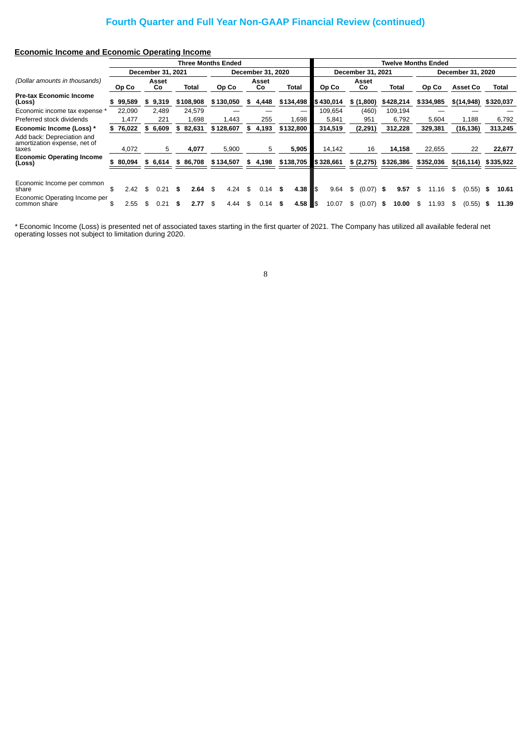# Fourth Quarter and Full Year Non-GAAP Financial Review (continued)

## Economic Income and Economic Operating Income

| *(Dollar amounts in thousands)* | Three Months Ended | | | | | | Twelve Months Ended | | | | | |
|---|---|---|---|---|---|---|---|---|---|---|---|---|
| | December 31, 2021 | | | December 31, 2020 | | | December 31, 2021 | | | December 31, 2020 | | |
| | Op Co | Asset Co | Total | Op Co | Asset Co | Total | Op Co | Asset Co | Total | Op Co | Asset Co | Total |
| **Pre-tax Economic Income (Loss)** | $ 99,589 | $ 9,319 | $108,908 | $130,050 | $ 4,448 | $134,498 | $430,014 | $ (1,800) | $428,214 | $334,985 | $(14,948) | $320,037 |
| Economic income tax expense * | 22,090 | 2,489 | 24,579 | — | — | — | 109,654 | (460) | 109,194 | — | — | — |
| Preferred stock dividends | 1,477 | 221 | 1,698 | 1,443 | 255 | 1,698 | 5,841 | 951 | 6,792 | 5,604 | 1,188 | 6,792 |
| **Economic Income (Loss) *** | $ 76,022 | $ 6,609 | $ 82,631 | $128,607 | $ 4,193 | $132,800 | 314,519 | (2,291) | 312,228 | 329,381 | (16,136) | 313,245 |
| Add back: Depreciation and amortization expense, net of taxes | 4,072 | 5 | **4,077** | 5,900 | 5 | **5,905** | 14,142 | 16 | **14,158** | 22,655 | 22 | **22,677** |
| **Economic Operating Income (Loss)** | $ 80,094 | $ 6,614 | $ 86,708 | $134,507 | $ 4,198 | $138,705 | $328,661 | $ (2,275) | $326,386 | $352,036 | $(16,114) | $335,922 |
| Economic Income per common share | $ 2.42 | $ 0.21 | **$ 2.64** | $ 4.24 | $ 0.14 | **$ 4.38** | $ 9.64 | $ (0.07) | **$ 9.57** | $ 11.16 | $ (0.55) | **$ 10.61** |
| Economic Operating Income per common share | $ 2.55 | $ 0.21 | **$ 2.77** | $ 4.44 | $ 0.14 | **$ 4.58** | $ 10.07 | $ (0.07) | **$ 10.00** | $ 11.93 | $ (0.55) | **$ 11.39** |

\* Economic Income (Loss) is presented net of associated taxes starting in the first quarter of 2021. The Company has utilized all available federal net operating losses not subject to limitation during 2020.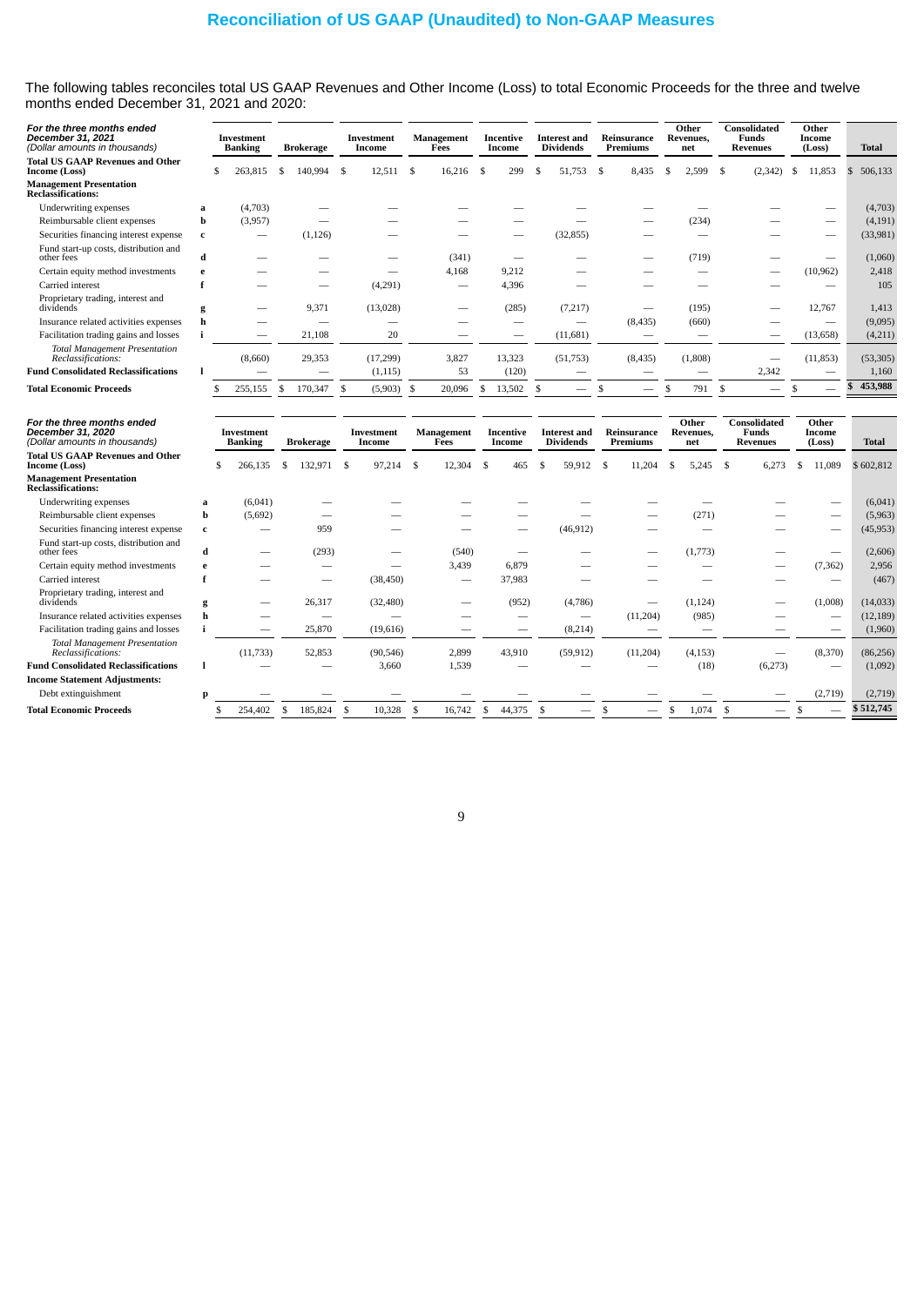## Reconciliation of US GAAP (Unaudited) to Non-GAAP Measures

The following tables reconciles total US GAAP Revenues and Other Income (Loss) to total Economic Proceeds for the three and twelve months ended December 31, 2021 and 2020:

| *For the three months ended December 31, 2021* *(Dollar amounts in thousands)* | | Investment Banking | Brokerage | Investment Income | Management Fees | Incentive Income | Interest and Dividends | Reinsurance Premiums | Other Revenues, net | Consolidated Funds Revenues | Other Income (Loss) | Total |
|---|---|---|---|---|---|---|---|---|---|---|---|---|
| **Total US GAAP Revenues and Other Income (Loss)** | | $ 263,815 | $ 140,994 | $ 12,511 | $ 16,216 | $ 299 | $ 51,753 | $ 8,435 | $ 2,599 | $ (2,342) | $ 11,853 | $ 506,133 |
| **Management Presentation Reclassifications:** | | | | | | | | | | | | |
| Underwriting expenses | a | (4,703) | — | — | — | — | — | — | — | — | — | (4,703) |
| Reimbursable client expenses | b | (3,957) | — | — | — | — | — | — | (234) | — | — | (4,191) |
| Securities financing interest expense | c | — | (1,126) | — | — | — | (32,855) | — | — | — | — | (33,981) |
| Fund start-up costs, distribution and other fees | d | — | — | — | (341) | — | — | — | (719) | — | — | (1,060) |
| Certain equity method investments | e | — | — | — | 4,168 | 9,212 | — | — | — | — | (10,962) | 2,418 |
| Carried interest | f | — | — | (4,291) | — | 4,396 | — | — | — | — | — | 105 |
| Proprietary trading, interest and dividends | g | — | 9,371 | (13,028) | — | (285) | (7,217) | — | (195) | — | 12,767 | 1,413 |
| Insurance related activities expenses | h | — | — | — | — | — | — | (8,435) | (660) | — | — | (9,095) |
| Facilitation trading gains and losses | i | — | 21,108 | 20 | — | — | (11,681) | — | — | — | (13,658) | (4,211) |
| *Total Management Presentation Reclassifications:* | | (8,660) | 29,353 | (17,299) | 3,827 | 13,323 | (51,753) | (8,435) | (1,808) | — | (11,853) | (53,305) |
| **Fund Consolidated Reclassifications** | l | — | — | (1,115) | 53 | (120) | — | — | — | 2,342 | — | 1,160 |
| **Total Economic Proceeds** | | $ 255,155 | $ 170,347 | $ (5,903) | $ 20,096 | $ 13,502 | $ — | $ — | $ 791 | $ — | $ — | $ 453,988 |

| *For the three months ended December 31, 2020* *(Dollar amounts in thousands)* | | Investment Banking | Brokerage | Investment Income | Management Fees | Incentive Income | Interest and Dividends | Reinsurance Premiums | Other Revenues, net | Consolidated Funds Revenues | Other Income (Loss) | Total |
|---|---|---|---|---|---|---|---|---|---|---|---|---|
| **Total US GAAP Revenues and Other Income (Loss)** | | $ 266,135 | $ 132,971 | $ 97,214 | $ 12,304 | $ 465 | $ 59,912 | $ 11,204 | $ 5,245 | $ 6,273 | $ 11,089 | $ 602,812 |
| **Management Presentation Reclassifications:** | | | | | | | | | | | | |
| Underwriting expenses | a | (6,041) | — | — | — | — | — | — | — | — | — | (6,041) |
| Reimbursable client expenses | b | (5,692) | — | — | — | — | — | — | (271) | — | — | (5,963) |
| Securities financing interest expense | c | — | 959 | — | — | — | (46,912) | — | — | — | — | (45,953) |
| Fund start-up costs, distribution and other fees | d | — | (293) | — | (540) | — | — | — | (1,773) | — | — | (2,606) |
| Certain equity method investments | e | — | — | — | 3,439 | 6,879 | — | — | — | — | (7,362) | 2,956 |
| Carried interest | f | — | — | (38,450) | — | 37,983 | — | — | — | — | — | (467) |
| Proprietary trading, interest and dividends | g | — | 26,317 | (32,480) | — | (952) | (4,786) | — | (1,124) | — | (1,008) | (14,033) |
| Insurance related activities expenses | h | — | — | — | — | — | — | (11,204) | (985) | — | — | (12,189) |
| Facilitation trading gains and losses | i | — | 25,870 | (19,616) | — | — | (8,214) | — | — | — | — | (1,960) |
| *Total Management Presentation Reclassifications:* | | (11,733) | 52,853 | (90,546) | 2,899 | 43,910 | (59,912) | (11,204) | (4,153) | — | (8,370) | (86,256) |
| **Fund Consolidated Reclassifications** | l | — | — | 3,660 | 1,539 | — | — | — | (18) | (6,273) | — | (1,092) |
| **Income Statement Adjustments:** | | | | | | | | | | | | |
| Debt extinguishment | p | — | — | — | — | — | — | — | — | — | (2,719) | (2,719) |
| **Total Economic Proceeds** | | $ 254,402 | $ 185,824 | $ 10,328 | $ 16,742 | $ 44,375 | $ — | $ — | $ 1,074 | $ — | $ — | $ 512,745 |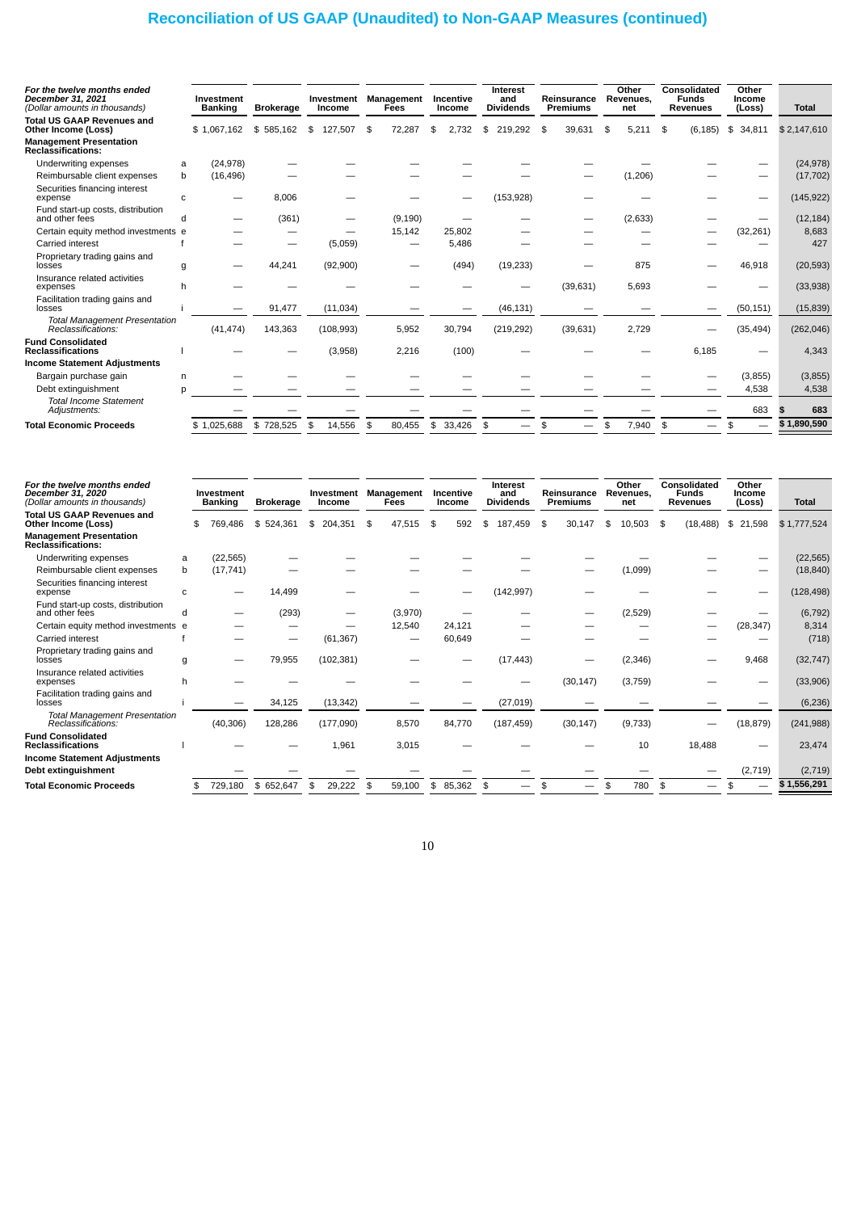# Reconciliation of US GAAP (Unaudited) to Non-GAAP Measures (continued)

| *For the twelve months ended December 31, 2021* *(Dollar amounts in thousands)* | | Investment Banking | Brokerage | Investment Income | Management Fees | Incentive Income | Interest and Dividends | Reinsurance Premiums | Other Revenues, net | Consolidated Funds Revenues | Other Income (Loss) | Total |
|---|---|---|---|---|---|---|---|---|---|---|---|---|
| **Total US GAAP Revenues and Other Income (Loss)** | | $ 1,067,162 | $ 585,162 | $ 127,507 | $ 72,287 | $ 2,732 | $ 219,292 | $ 39,631 | $ 5,211 | $ (6,185) | $ 34,811 | $ 2,147,610 |
| **Management Presentation Reclassifications:** | | | | | | | | | | | | |
| Underwriting expenses | a | (24,978) | — | — | — | — | — | — | — | — | — | (24,978) |
| Reimbursable client expenses | b | (16,496) | — | — | — | — | — | — | (1,206) | — | — | (17,702) |
| Securities financing interest expense | c | — | 8,006 | — | — | — | (153,928) | — | — | — | — | (145,922) |
| Fund start-up costs, distribution and other fees | d | — | (361) | — | (9,190) | — | — | — | (2,633) | — | — | (12,184) |
| Certain equity method investments | e | — | — | — | 15,142 | 25,802 | — | — | — | — | (32,261) | 8,683 |
| Carried interest | f | — | — | (5,059) | — | 5,486 | — | — | — | — | — | 427 |
| Proprietary trading gains and losses | g | — | 44,241 | (92,900) | — | (494) | (19,233) | — | 875 | — | 46,918 | (20,593) |
| Insurance related activities expenses | h | — | — | — | — | — | — | (39,631) | 5,693 | — | — | (33,938) |
| Facilitation trading gains and losses | i | — | 91,477 | (11,034) | — | — | (46,131) | — | — | — | (50,151) | (15,839) |
| *Total Management Presentation Reclassifications:* | | (41,474) | 143,363 | (108,993) | 5,952 | 30,794 | (219,292) | (39,631) | 2,729 | — | (35,494) | (262,046) |
| **Fund Consolidated Reclassifications** | l | — | — | (3,958) | 2,216 | (100) | — | — | — | 6,185 | — | 4,343 |
| **Income Statement Adjustments** | | | | | | | | | | | | |
| Bargain purchase gain | n | — | — | — | — | — | — | — | — | — | (3,855) | (3,855) |
| Debt extinguishment | p | — | — | — | — | — | — | — | — | — | 4,538 | 4,538 |
| *Total Income Statement Adjustments:* | | — | — | — | — | — | — | — | — | — | 683 | $ 683 |
| **Total Economic Proceeds** | | $ 1,025,688 | $ 728,525 | $ 14,556 | $ 80,455 | $ 33,426 | $ — | $ — | $ 7,940 | $ — | $ — | $ 1,890,590 |

| *For the twelve months ended December 31, 2020* *(Dollar amounts in thousands)* | | Investment Banking | Brokerage | Investment Income | Management Fees | Incentive Income | Interest and Dividends | Reinsurance Premiums | Other Revenues, net | Consolidated Funds Revenues | Other Income (Loss) | Total |
|---|---|---|---|---|---|---|---|---|---|---|---|---|
| **Total US GAAP Revenues and Other Income (Loss)** | | $ 769,486 | $ 524,361 | $ 204,351 | $ 47,515 | $ 592 | $ 187,459 | $ 30,147 | $ 10,503 | $ (18,488) | $ 21,598 | $ 1,777,524 |
| **Management Presentation Reclassifications:** | | | | | | | | | | | | |
| Underwriting expenses | a | (22,565) | — | — | — | — | — | — | — | — | — | (22,565) |
| Reimbursable client expenses | b | (17,741) | — | — | — | — | — | — | (1,099) | — | — | (18,840) |
| Securities financing interest expense | c | — | 14,499 | — | — | — | (142,997) | — | — | — | — | (128,498) |
| Fund start-up costs, distribution and other fees | d | — | (293) | — | (3,970) | — | — | — | (2,529) | — | — | (6,792) |
| Certain equity method investments | e | — | — | — | 12,540 | 24,121 | — | — | — | — | (28,347) | 8,314 |
| Carried interest | f | — | — | (61,367) | — | 60,649 | — | — | — | — | — | (718) |
| Proprietary trading gains and losses | g | — | 79,955 | (102,381) | — | — | (17,443) | — | (2,346) | — | 9,468 | (32,747) |
| Insurance related activities expenses | h | — | — | — | — | — | — | (30,147) | (3,759) | — | — | (33,906) |
| Facilitation trading gains and losses | i | — | 34,125 | (13,342) | — | — | (27,019) | — | — | — | — | (6,236) |
| *Total Management Presentation Reclassifications:* | | (40,306) | 128,286 | (177,090) | 8,570 | 84,770 | (187,459) | (30,147) | (9,733) | — | (18,879) | (241,988) |
| **Fund Consolidated Reclassifications** | l | — | — | 1,961 | 3,015 | — | — | — | 10 | 18,488 | — | 23,474 |
| **Income Statement Adjustments** | | | | | | | | | | | | |
| **Debt extinguishment** | | — | — | — | — | — | — | — | — | — | (2,719) | (2,719) |
| **Total Economic Proceeds** | | $ 729,180 | $ 652,647 | $ 29,222 | $ 59,100 | $ 85,362 | $ — | $ — | $ 780 | $ — | $ — | $ 1,556,291 |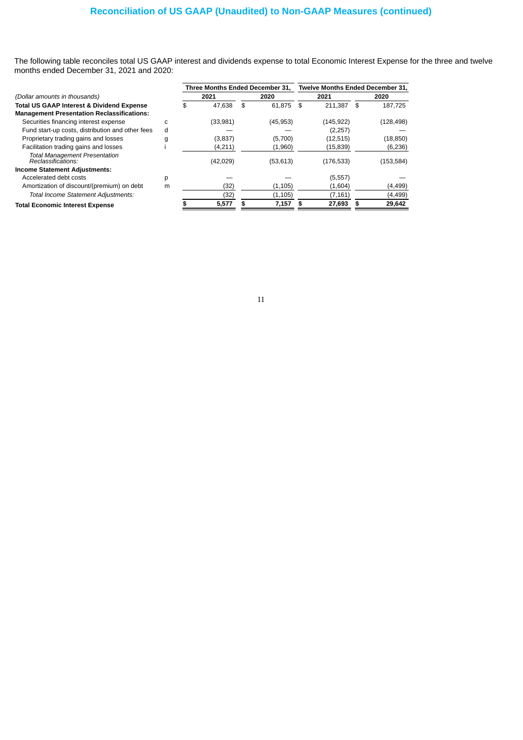## Reconciliation of US GAAP (Unaudited) to Non-GAAP Measures (continued)

The following table reconciles total US GAAP interest and dividends expense to total Economic Interest Expense for the three and twelve months ended December 31, 2021 and 2020:

| *(Dollar amounts in thousands)* | | Three Months Ended December 31, 2021 | Three Months Ended December 31, 2020 | Twelve Months Ended December 31, 2021 | Twelve Months Ended December 31, 2020 |
|---|---|---|---|---|---|
| **Total US GAAP Interest & Dividend Expense** | | $ 47,638 | $ 61,875 | $ 211,387 | $ 187,725 |
| **Management Presentation Reclassifications:** | | | | | |
| Securities financing interest expense | c | (33,981) | (45,953) | (145,922) | (128,498) |
| Fund start-up costs, distribution and other fees | d | — | — | (2,257) | — |
| Proprietary trading gains and losses | g | (3,837) | (5,700) | (12,515) | (18,850) |
| Facilitation trading gains and losses | i | (4,211) | (1,960) | (15,839) | (6,236) |
| *Total Management Presentation Reclassifications:* | | (42,029) | (53,613) | (176,533) | (153,584) |
| **Income Statement Adjustments:** | | | | | |
| Accelerated debt costs | p | — | — | (5,557) | — |
| Amortization of discount/(premium) on debt | m | (32) | (1,105) | (1,604) | (4,499) |
| *Total Income Statement Adjustments:* | | (32) | (1,105) | (7,161) | (4,499) |
| **Total Economic Interest Expense** | | **$ 5,577** | **$ 7,157** | **$ 27,693** | **$ 29,642** |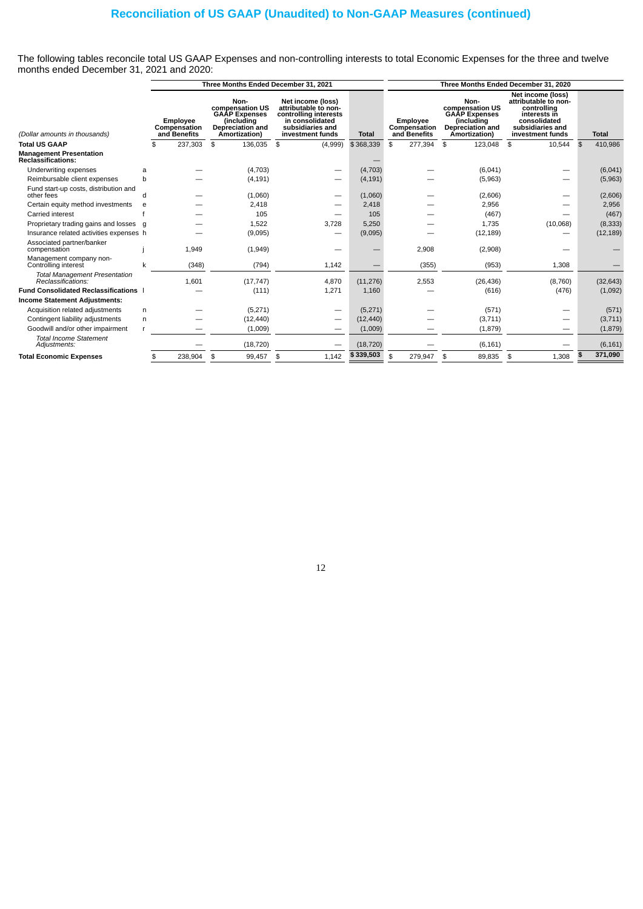# Reconciliation of US GAAP (Unaudited) to Non-GAAP Measures (continued)

The following tables reconcile total US GAAP Expenses and non-controlling interests to total Economic Expenses for the three and twelve months ended December 31, 2021 and 2020:

| | | Three Months Ended December 31, 2021 | | | | Three Months Ended December 31, 2020 | | | |
|---|---|---|---|---|---|---|---|---|---|
| *(Dollar amounts in thousands)* | | Employee Compensation and Benefits | Non-compensation US GAAP Expenses (including Depreciation and Amortization) | Net income (loss) attributable to non-controlling interests in consolidated subsidiaries and investment funds | Total | Employee Compensation and Benefits | Non-compensation US GAAP Expenses (including Depreciation and Amortization) | Net income (loss) attributable to non-controlling interests in consolidated subsidiaries and investment funds | Total |
| **Total US GAAP** | | $ 237,303 | $ 136,035 | $ (4,999) | $ 368,339 | $ 277,394 | $ 123,048 | $ 10,544 | $ 410,986 |
| **Management Presentation Reclassifications:** | | | | | — | | | | |
| Underwriting expenses | a | — | (4,703) | — | (4,703) | — | (6,041) | — | (6,041) |
| Reimbursable client expenses | b | — | (4,191) | — | (4,191) | — | (5,963) | — | (5,963) |
| Fund start-up costs, distribution and other fees | d | — | (1,060) | — | (1,060) | — | (2,606) | — | (2,606) |
| Certain equity method investments | e | — | 2,418 | — | 2,418 | — | 2,956 | — | 2,956 |
| Carried interest | f | — | 105 | — | 105 | — | (467) | — | (467) |
| Proprietary trading gains and losses | g | — | 1,522 | 3,728 | 5,250 | — | 1,735 | (10,068) | (8,333) |
| Insurance related activities expenses | h | — | (9,095) | — | (9,095) | — | (12,189) | — | (12,189) |
| Associated partner/banker compensation | j | 1,949 | (1,949) | — | — | 2,908 | (2,908) | — | — |
| Management company non-Controlling interest | k | (348) | (794) | 1,142 | — | (355) | (953) | 1,308 | — |
| *Total Management Presentation Reclassifications:* | | 1,601 | (17,747) | 4,870 | (11,276) | 2,553 | (26,436) | (8,760) | (32,643) |
| **Fund Consolidated Reclassifications** | l | — | (111) | 1,271 | 1,160 | — | (616) | (476) | (1,092) |
| **Income Statement Adjustments:** | | | | | | | | | |
| Acquisition related adjustments | n | — | (5,271) | — | (5,271) | — | (571) | — | (571) |
| Contingent liability adjustments | n | — | (12,440) | — | (12,440) | — | (3,711) | — | (3,711) |
| Goodwill and/or other impairment | r | — | (1,009) | — | (1,009) | — | (1,879) | — | (1,879) |
| *Total Income Statement Adjustments:* | | — | (18,720) | — | (18,720) | — | (6,161) | — | (6,161) |
| **Total Economic Expenses** | | $ 238,904 | $ 99,457 | $ 1,142 | $ 339,503 | $ 279,947 | $ 89,835 | $ 1,308 | $ 371,090 |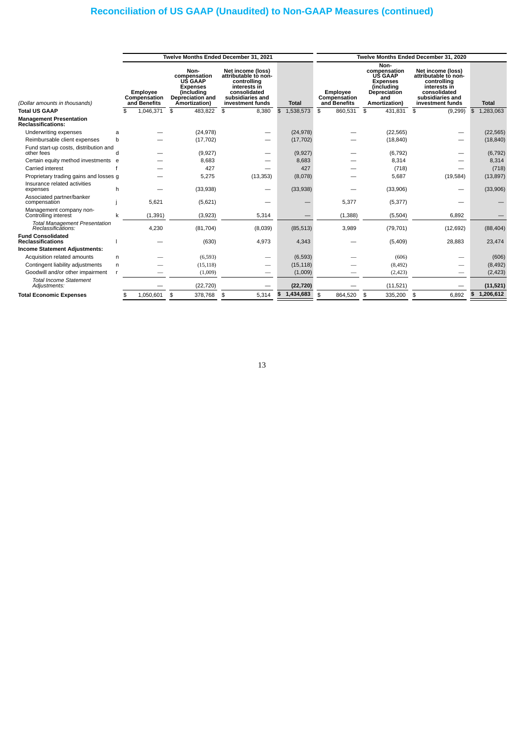# Reconciliation of US GAAP (Unaudited) to Non-GAAP Measures (continued)

| | | Twelve Months Ended December 31, 2021 | | | | Twelve Months Ended December 31, 2020 | | | |
|---|---|---|---|---|---|---|---|---|---|
| *(Dollar amounts in thousands)* | | Employee Compensation and Benefits | Non-compensation US GAAP Expenses (including Depreciation and Amortization) | Net income (loss) attributable to non-controlling interests in consolidated subsidiaries and investment funds | Total | Employee Compensation and Benefits | Non-compensation US GAAP Expenses (including Depreciation and Amortization) | Net income (loss) attributable to non-controlling interests in consolidated subsidiaries and investment funds | Total |
| **Total US GAAP** | | $ 1,046,371 | $ 483,822 | $ 8,380 | $ 1,538,573 | $ 860,531 | $ 431,831 | $ (9,299) | $ 1,283,063 |
| **Management Presentation Reclassifications:** | | | | | | | | | |
| Underwriting expenses | a | — | (24,978) | — | (24,978) | — | (22,565) | — | (22,565) |
| Reimbursable client expenses | b | — | (17,702) | — | (17,702) | — | (18,840) | — | (18,840) |
| Fund start-up costs, distribution and other fees | d | — | (9,927) | — | (9,927) | — | (6,792) | — | (6,792) |
| Certain equity method investments | e | — | 8,683 | — | 8,683 | — | 8,314 | — | 8,314 |
| Carried interest | f | — | 427 | — | 427 | — | (718) | — | (718) |
| Proprietary trading gains and losses | g | — | 5,275 | (13,353) | (8,078) | — | 5,687 | (19,584) | (13,897) |
| Insurance related activities expenses | h | — | (33,938) | — | (33,938) | — | (33,906) | — | (33,906) |
| Associated partner/banker compensation | j | 5,621 | (5,621) | — | — | 5,377 | (5,377) | — | — |
| Management company non-Controlling interest | k | (1,391) | (3,923) | 5,314 | — | (1,388) | (5,504) | 6,892 | — |
| *Total Management Presentation Reclassifications:* | | 4,230 | (81,704) | (8,039) | (85,513) | 3,989 | (79,701) | (12,692) | (88,404) |
| **Fund Consolidated Reclassifications** | l | — | (630) | 4,973 | 4,343 | — | (5,409) | 28,883 | 23,474 |
| **Income Statement Adjustments:** | | | | | | | | | |
| Acquisition related amounts | n | — | (6,593) | — | (6,593) | — | (606) | — | (606) |
| Contingent liability adjustments | n | — | (15,118) | — | (15,118) | — | (8,492) | — | (8,492) |
| Goodwill and/or other impairment | r | — | (1,009) | — | (1,009) | — | (2,423) | — | (2,423) |
| *Total Income Statement Adjustments:* | | — | (22,720) | — | **(22,720)** | — | (11,521) | — | **(11,521)** |
| **Total Economic Expenses** | | $ 1,050,601 | $ 378,768 | $ 5,314 | **$ 1,434,683** | $ 864,520 | $ 335,200 | $ 6,892 | **$ 1,206,612** |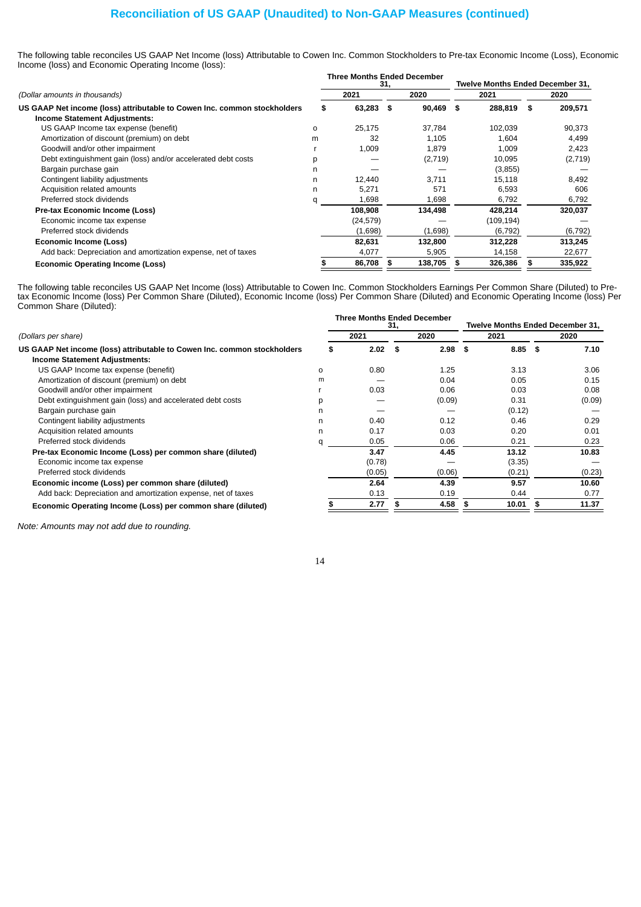## Reconciliation of US GAAP (Unaudited) to Non-GAAP Measures (continued)

The following table reconciles US GAAP Net Income (loss) Attributable to Cowen Inc. Common Stockholders to Pre-tax Economic Income (Loss), Economic Income (loss) and Economic Operating Income (loss):

| *(Dollar amounts in thousands)* | | Three Months Ended December 31, | | Twelve Months Ended December 31, | |
|---|---|---|---|---|---|
| | | 2021 | 2020 | 2021 | 2020 |
| **US GAAP Net income (loss) attributable to Cowen Inc. common stockholders** | | $ 63,283 | $ 90,469 | $ 288,819 | $ 209,571 |
| **Income Statement Adjustments:** | | | | | |
| US GAAP Income tax expense (benefit) | o | 25,175 | 37,784 | 102,039 | 90,373 |
| Amortization of discount (premium) on debt | m | 32 | 1,105 | 1,604 | 4,499 |
| Goodwill and/or other impairment | r | 1,009 | 1,879 | 1,009 | 2,423 |
| Debt extinguishment gain (loss) and/or accelerated debt costs | p | — | (2,719) | 10,095 | (2,719) |
| Bargain purchase gain | n | — | — | (3,855) | — |
| Contingent liability adjustments | n | 12,440 | 3,711 | 15,118 | 8,492 |
| Acquisition related amounts | n | 5,271 | 571 | 6,593 | 606 |
| Preferred stock dividends | q | 1,698 | 1,698 | 6,792 | 6,792 |
| **Pre-tax Economic Income (Loss)** | | **108,908** | **134,498** | **428,214** | **320,037** |
| Economic income tax expense | | (24,579) | — | (109,194) | — |
| Preferred stock dividends | | (1,698) | (1,698) | (6,792) | (6,792) |
| **Economic Income (Loss)** | | **82,631** | **132,800** | **312,228** | **313,245** |
| Add back: Depreciation and amortization expense, net of taxes | | 4,077 | 5,905 | 14,158 | 22,677 |
| **Economic Operating Income (Loss)** | | **$ 86,708** | **$ 138,705** | **$ 326,386** | **$ 335,922** |

The following table reconciles US GAAP Net Income (loss) Attributable to Cowen Inc. Common Stockholders Earnings Per Common Share (Diluted) to Pre-tax Economic Income (loss) Per Common Share (Diluted), Economic Income (loss) Per Common Share (Diluted) and Economic Operating Income (loss) Per Common Share (Diluted):

| *(Dollars per share)* | | Three Months Ended December 31, | | Twelve Months Ended December 31, | |
|---|---|---|---|---|---|
| | | 2021 | 2020 | 2021 | 2020 |
| **US GAAP Net income (loss) attributable to Cowen Inc. common stockholders** | | $ 2.02 | $ 2.98 | $ 8.85 | $ 7.10 |
| **Income Statement Adjustments:** | | | | | |
| US GAAP Income tax expense (benefit) | o | 0.80 | 1.25 | 3.13 | 3.06 |
| Amortization of discount (premium) on debt | m | — | 0.04 | 0.05 | 0.15 |
| Goodwill and/or other impairment | r | 0.03 | 0.06 | 0.03 | 0.08 |
| Debt extinguishment gain (loss) and accelerated debt costs | p | — | (0.09) | 0.31 | (0.09) |
| Bargain purchase gain | n | — | — | (0.12) | — |
| Contingent liability adjustments | n | 0.40 | 0.12 | 0.46 | 0.29 |
| Acquisition related amounts | n | 0.17 | 0.03 | 0.20 | 0.01 |
| Preferred stock dividends | q | 0.05 | 0.06 | 0.21 | 0.23 |
| **Pre-tax Economic Income (Loss) per common share (diluted)** | | **3.47** | **4.45** | **13.12** | **10.83** |
| Economic income tax expense | | (0.78) | — | (3.35) | — |
| Preferred stock dividends | | (0.05) | (0.06) | (0.21) | (0.23) |
| **Economic income (Loss) per common share (diluted)** | | **2.64** | **4.39** | **9.57** | **10.60** |
| Add back: Depreciation and amortization expense, net of taxes | | 0.13 | 0.19 | 0.44 | 0.77 |
| **Economic Operating Income (Loss) per common share (diluted)** | | **$ 2.77** | **$ 4.58** | **$ 10.01** | **$ 11.37** |

*Note: Amounts may not add due to rounding.*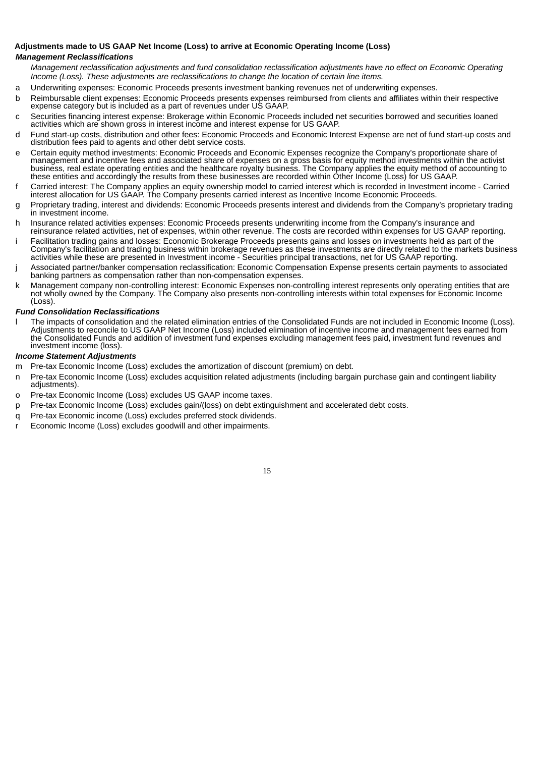**Adjustments made to US GAAP Net Income (Loss) to arrive at Economic Operating Income (Loss)**

***Management Reclassifications***

*Management reclassification adjustments and fund consolidation reclassification adjustments have no effect on Economic Operating Income (Loss). These adjustments are reclassifications to change the location of certain line items.*

a. Underwriting expenses: Economic Proceeds presents investment banking revenues net of underwriting expenses.

b. Reimbursable client expenses: Economic Proceeds presents expenses reimbursed from clients and affiliates within their respective expense category but is included as a part of revenues under US GAAP.

c. Securities financing interest expense: Brokerage within Economic Proceeds included net securities borrowed and securities loaned activities which are shown gross in interest income and interest expense for US GAAP.

d. Fund start-up costs, distribution and other fees: Economic Proceeds and Economic Interest Expense are net of fund start-up costs and distribution fees paid to agents and other debt service costs.

e. Certain equity method investments: Economic Proceeds and Economic Expenses recognize the Company's proportionate share of management and incentive fees and associated share of expenses on a gross basis for equity method investments within the activist business, real estate operating entities and the healthcare royalty business. The Company applies the equity method of accounting to these entities and accordingly the results from these businesses are recorded within Other Income (Loss) for US GAAP.

f. Carried interest: The Company applies an equity ownership model to carried interest which is recorded in Investment income - Carried interest allocation for US GAAP. The Company presents carried interest as Incentive Income Economic Proceeds.

g. Proprietary trading, interest and dividends: Economic Proceeds presents interest and dividends from the Company's proprietary trading in investment income.

h. Insurance related activities expenses: Economic Proceeds presents underwriting income from the Company's insurance and reinsurance related activities, net of expenses, within other revenue. The costs are recorded within expenses for US GAAP reporting.

i. Facilitation trading gains and losses: Economic Brokerage Proceeds presents gains and losses on investments held as part of the Company's facilitation and trading business within brokerage revenues as these investments are directly related to the markets business activities while these are presented in Investment income - Securities principal transactions, net for US GAAP reporting.

j. Associated partner/banker compensation reclassification: Economic Compensation Expense presents certain payments to associated banking partners as compensation rather than non-compensation expenses.

k. Management company non-controlling interest: Economic Expenses non-controlling interest represents only operating entities that are not wholly owned by the Company. The Company also presents non-controlling interests within total expenses for Economic Income (Loss).

***Fund Consolidation Reclassifications***

l. The impacts of consolidation and the related elimination entries of the Consolidated Funds are not included in Economic Income (Loss). Adjustments to reconcile to US GAAP Net Income (Loss) included elimination of incentive income and management fees earned from the Consolidated Funds and addition of investment fund expenses excluding management fees paid, investment fund revenues and investment income (loss).

***Income Statement Adjustments***

m. Pre-tax Economic Income (Loss) excludes the amortization of discount (premium) on debt.

n. Pre-tax Economic Income (Loss) excludes acquisition related adjustments (including bargain purchase gain and contingent liability adjustments).

o. Pre-tax Economic Income (Loss) excludes US GAAP income taxes.

p. Pre-tax Economic Income (Loss) excludes gain/(loss) on debt extinguishment and accelerated debt costs.

q. Pre-tax Economic income (Loss) excludes preferred stock dividends.

r. Economic Income (Loss) excludes goodwill and other impairments.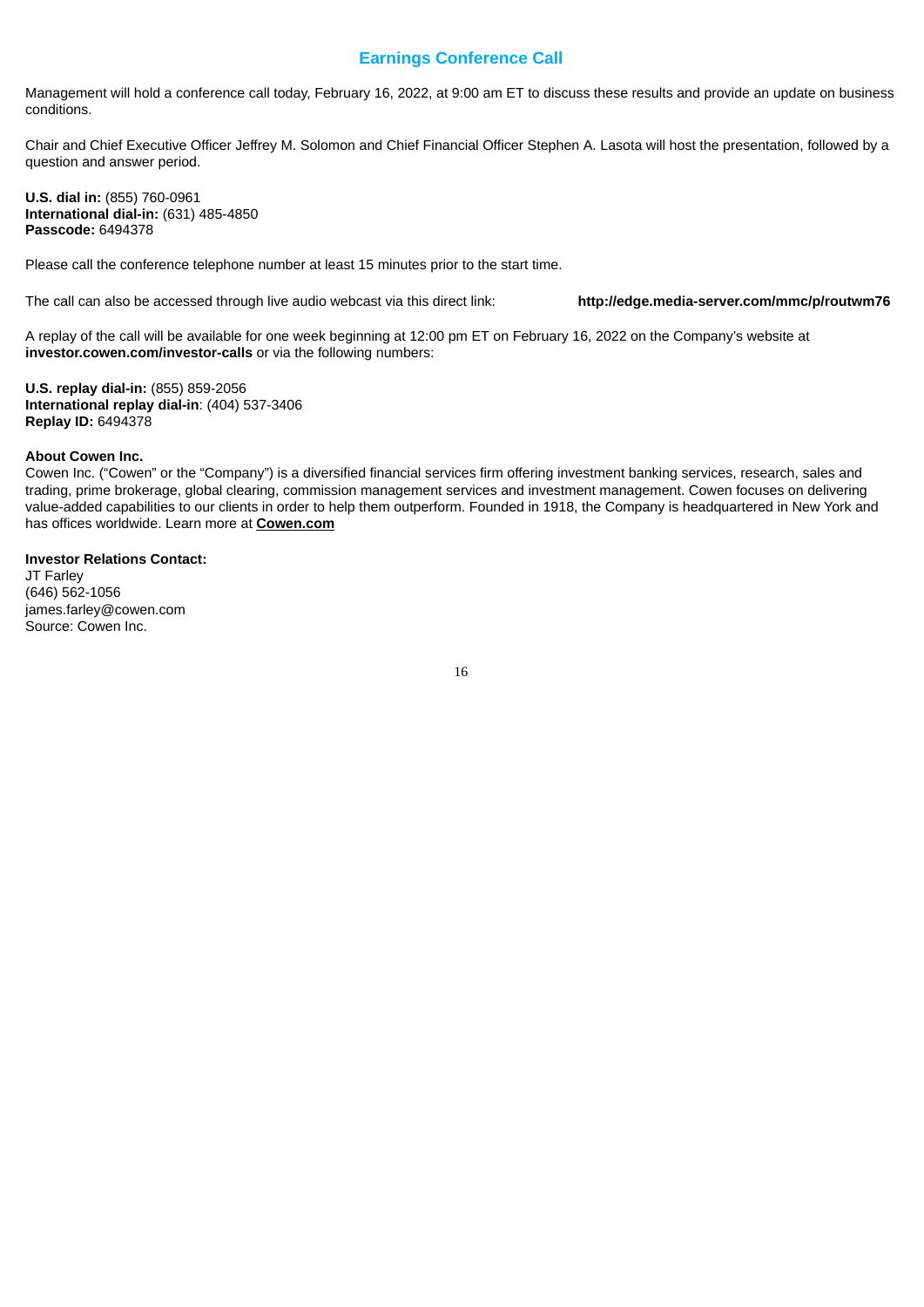## Earnings Conference Call

Management will hold a conference call today, February 16, 2022, at 9:00 am ET to discuss these results and provide an update on business conditions.

Chair and Chief Executive Officer Jeffrey M. Solomon and Chief Financial Officer Stephen A. Lasota will host the presentation, followed by a question and answer period.

**U.S. dial in:** (855) 760-0961
**International dial-in:** (631) 485-4850
**Passcode:** 6494378

Please call the conference telephone number at least 15 minutes prior to the start time.

The call can also be accessed through live audio webcast via this direct link: **http://edge.media-server.com/mmc/p/routwm76**

A replay of the call will be available for one week beginning at 12:00 pm ET on February 16, 2022 on the Company's website at **investor.cowen.com/investor-calls** or via the following numbers:

**U.S. replay dial-in:** (855) 859-2056
**International replay dial-in**: (404) 537-3406
**Replay ID:** 6494378

**About Cowen Inc.**
Cowen Inc. ("Cowen" or the "Company") is a diversified financial services firm offering investment banking services, research, sales and trading, prime brokerage, global clearing, commission management services and investment management. Cowen focuses on delivering value-added capabilities to our clients in order to help them outperform. Founded in 1918, the Company is headquartered in New York and has offices worldwide. Learn more at **Cowen.com**

**Investor Relations Contact:**
JT Farley
(646) 562-1056
james.farley@cowen.com
Source: Cowen Inc.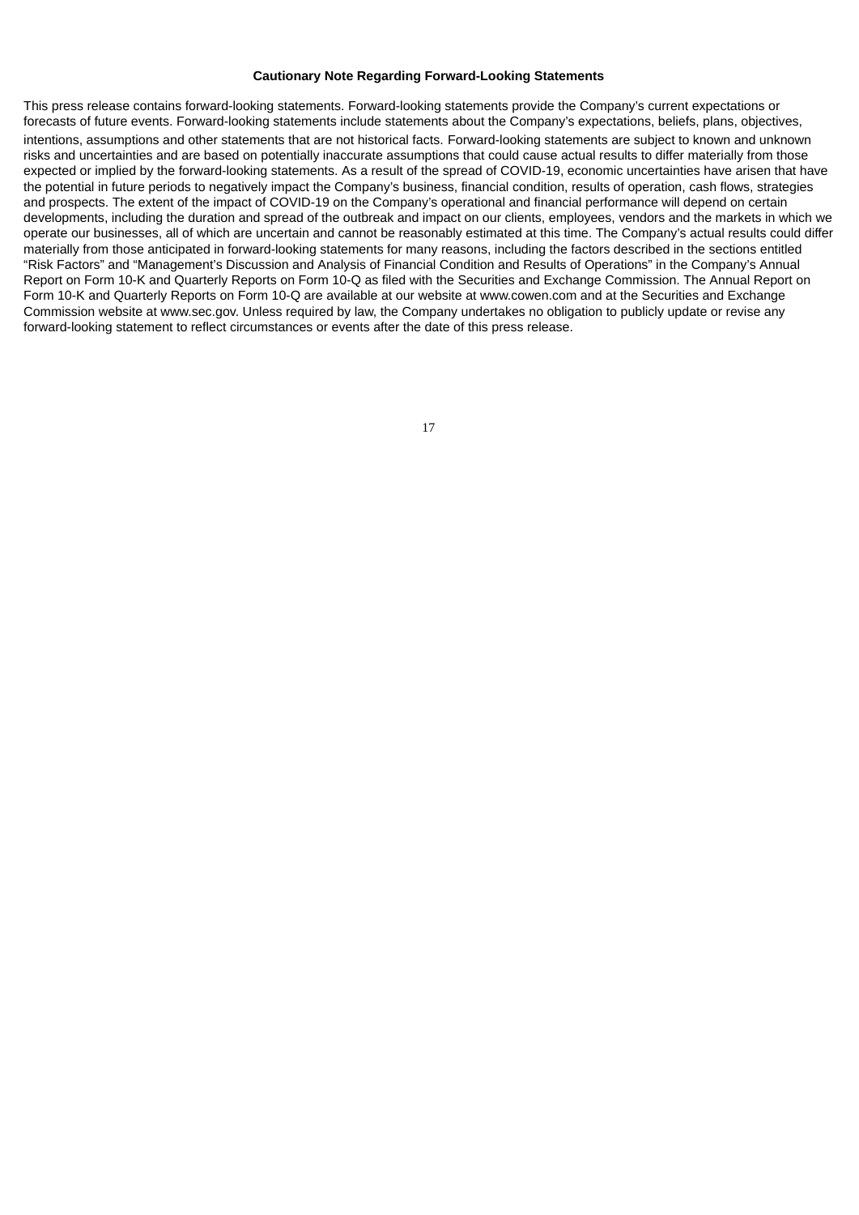**Cautionary Note Regarding Forward-Looking Statements**

This press release contains forward-looking statements. Forward-looking statements provide the Company's current expectations or forecasts of future events. Forward-looking statements include statements about the Company's expectations, beliefs, plans, objectives, intentions, assumptions and other statements that are not historical facts. Forward-looking statements are subject to known and unknown risks and uncertainties and are based on potentially inaccurate assumptions that could cause actual results to differ materially from those expected or implied by the forward-looking statements. As a result of the spread of COVID-19, economic uncertainties have arisen that have the potential in future periods to negatively impact the Company's business, financial condition, results of operation, cash flows, strategies and prospects. The extent of the impact of COVID-19 on the Company's operational and financial performance will depend on certain developments, including the duration and spread of the outbreak and impact on our clients, employees, vendors and the markets in which we operate our businesses, all of which are uncertain and cannot be reasonably estimated at this time. The Company's actual results could differ materially from those anticipated in forward-looking statements for many reasons, including the factors described in the sections entitled "Risk Factors" and "Management's Discussion and Analysis of Financial Condition and Results of Operations" in the Company's Annual Report on Form 10-K and Quarterly Reports on Form 10-Q as filed with the Securities and Exchange Commission. The Annual Report on Form 10-K and Quarterly Reports on Form 10-Q are available at our website at www.cowen.com and at the Securities and Exchange Commission website at www.sec.gov. Unless required by law, the Company undertakes no obligation to publicly update or revise any forward-looking statement to reflect circumstances or events after the date of this press release.